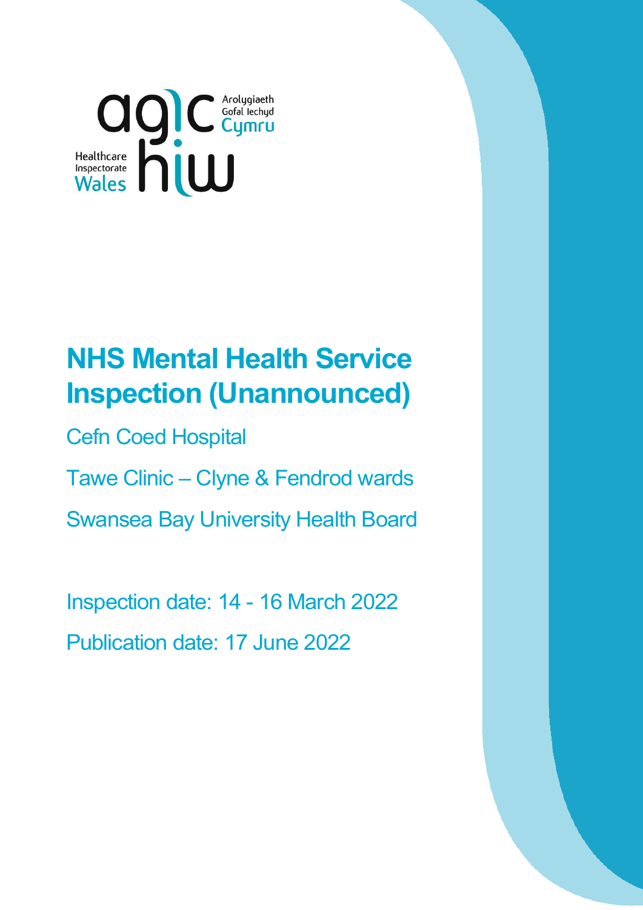Arolygiaeth Gofal Iechyd Cymru

Healthcare Inspectorate Wales

# NHS Mental Health Service Inspection (Unannounced)

Cefn Coed Hospital

Tawe Clinic – Clyne & Fendrod wards

Swansea Bay University Health Board

Inspection date: 14 - 16 March 2022

Publication date: 17 June 2022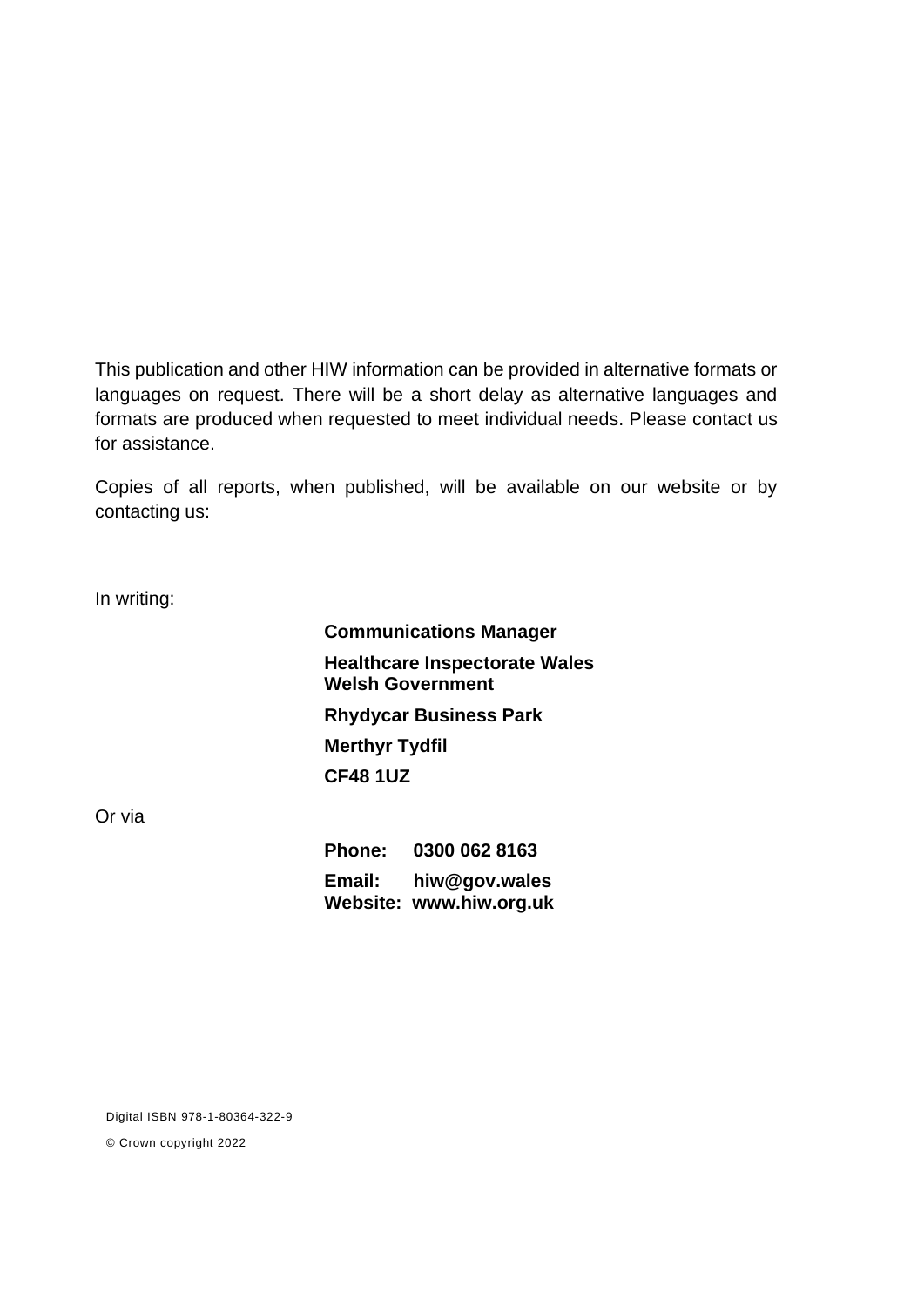This publication and other HIW information can be provided in alternative formats or languages on request. There will be a short delay as alternative languages and formats are produced when requested to meet individual needs. Please contact us for assistance.

Copies of all reports, when published, will be available on our website or by contacting us:

In writing:

**Communications Manager**

**Healthcare Inspectorate Wales**
**Welsh Government**

**Rhydycar Business Park**

**Merthyr Tydfil**

**CF48 1UZ**

Or via

**Phone: 0300 062 8163**

**Email: hiw@gov.wales**
**Website: www.hiw.org.uk**

Digital ISBN 978-1-80364-322-9

© Crown copyright 2022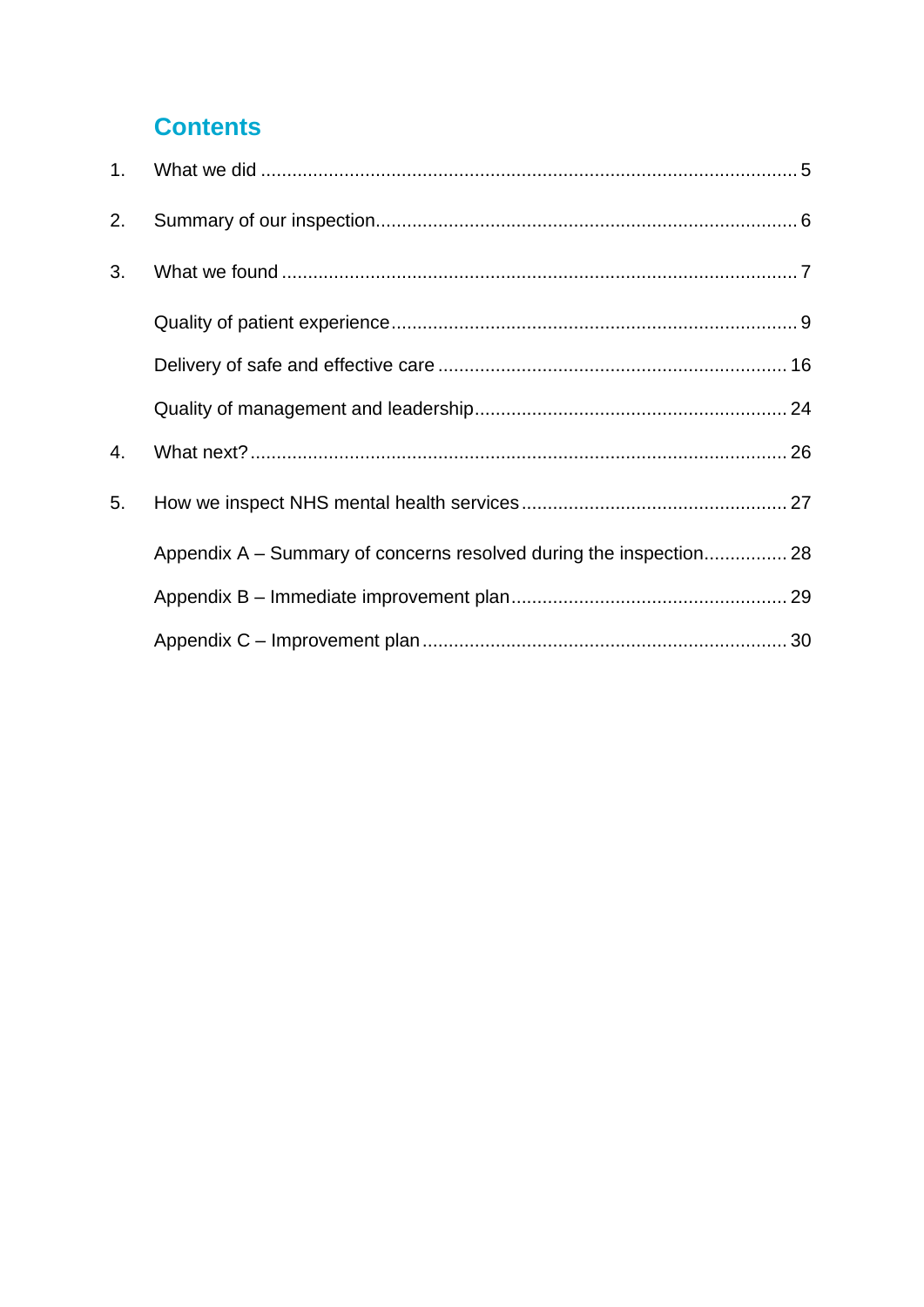## Contents

1. What we did ..................................................................................................... 5
2. Summary of our inspection.............................................................................. 6
3. What we found ................................................................................................ 7

   Quality of patient experience ........................................................................... 9

   Delivery of safe and effective care ................................................................. 16

   Quality of management and leadership.......................................................... 24
4. What next? .................................................................................................... 26
5. How we inspect NHS mental health services ................................................. 27

   Appendix A – Summary of concerns resolved during the inspection................ 28

   Appendix B – Immediate improvement plan.................................................... 29

   Appendix C – Improvement plan .................................................................... 30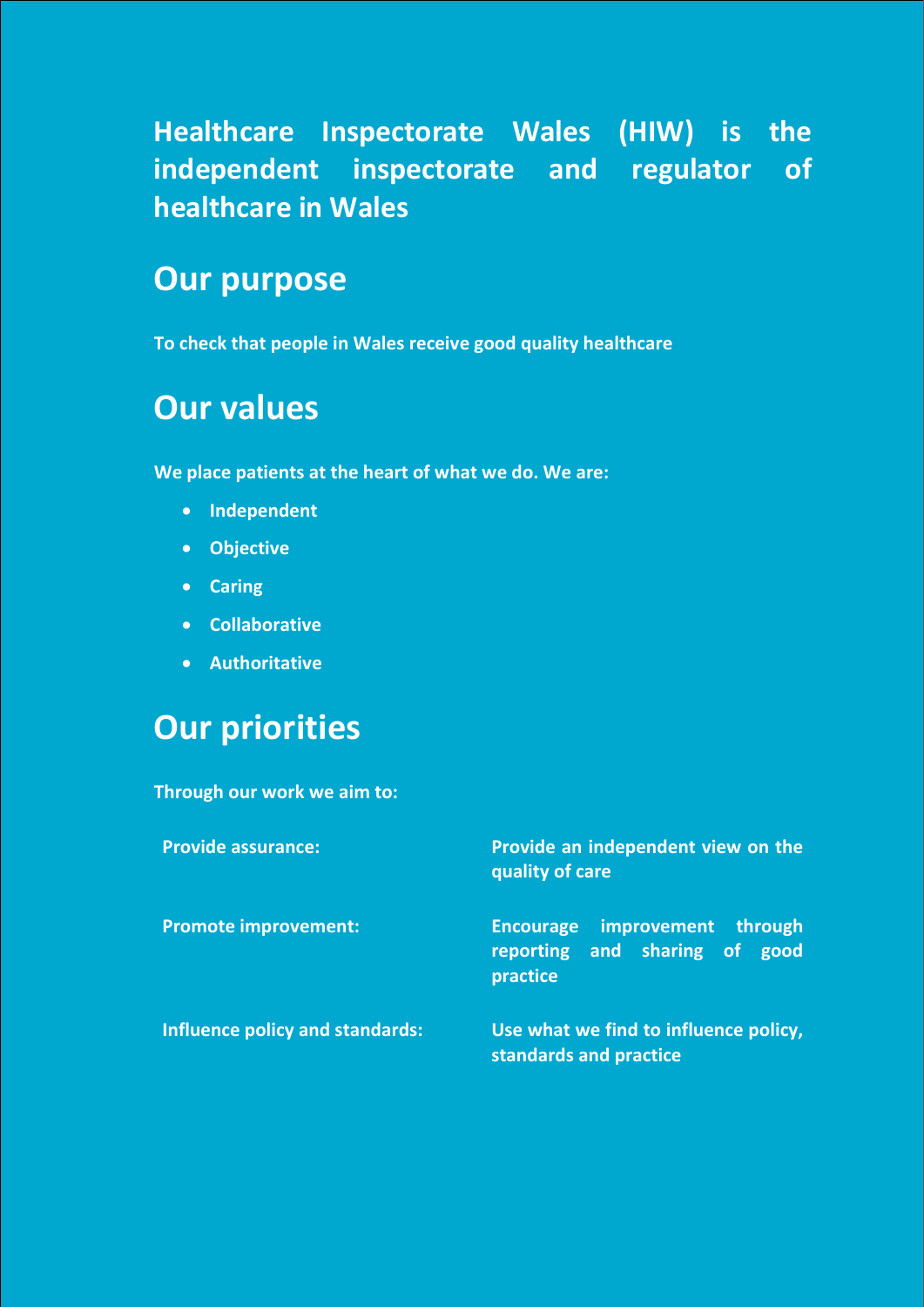**Healthcare Inspectorate Wales (HIW) is the independent inspectorate and regulator of healthcare in Wales**

## Our purpose

**To check that people in Wales receive good quality healthcare**

## Our values

**We place patients at the heart of what we do. We are:**

- **Independent**
- **Objective**
- **Caring**
- **Collaborative**
- **Authoritative**

## Our priorities

**Through our work we aim to:**

| | |
|---|---|
| **Provide assurance:** | **Provide an independent view on the quality of care** |
| **Promote improvement:** | **Encourage improvement through reporting and sharing of good practice** |
| **Influence policy and standards:** | **Use what we find to influence policy, standards and practice** |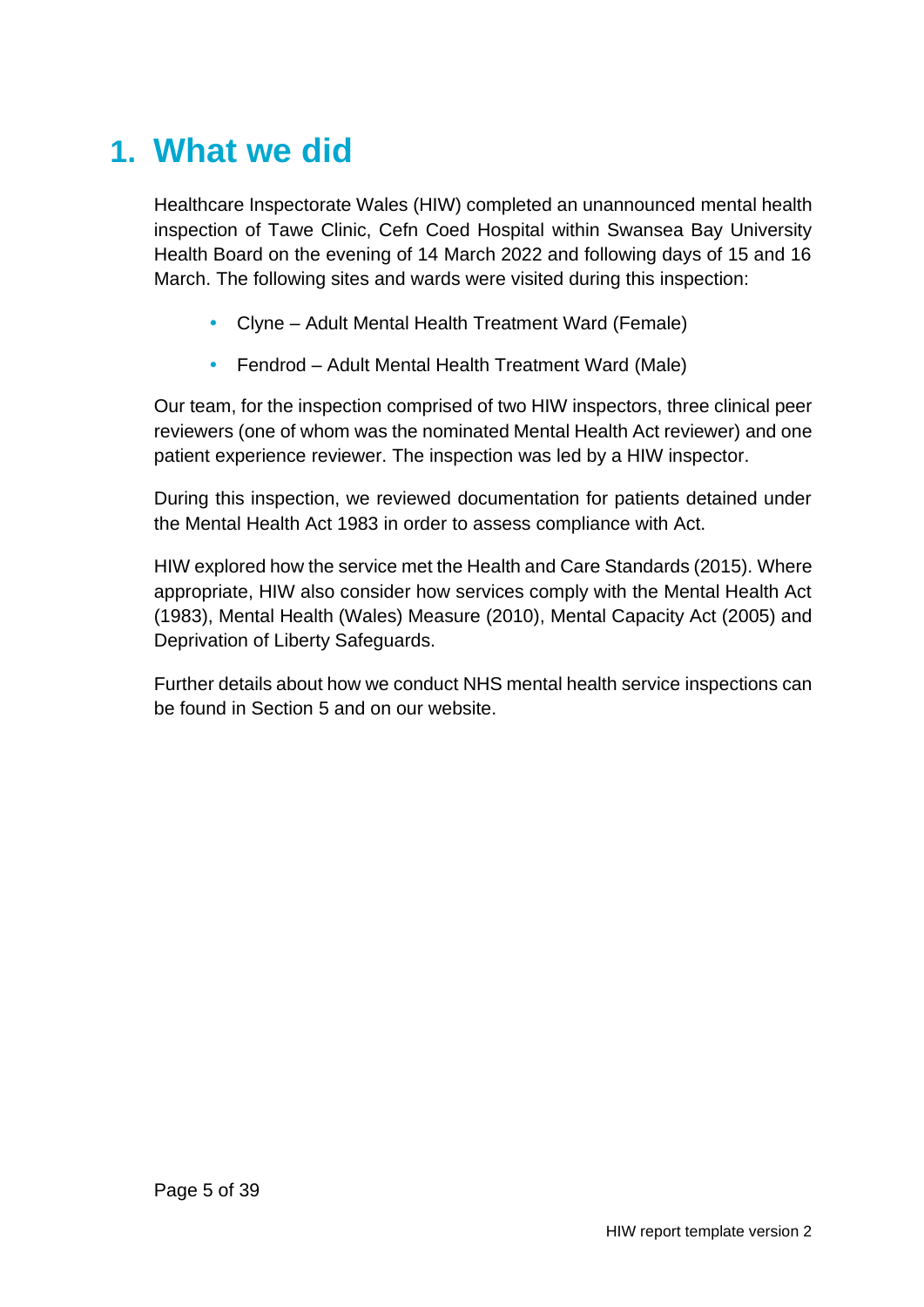# 1. What we did

Healthcare Inspectorate Wales (HIW) completed an unannounced mental health inspection of Tawe Clinic, Cefn Coed Hospital within Swansea Bay University Health Board on the evening of 14 March 2022 and following days of 15 and 16 March. The following sites and wards were visited during this inspection:

- Clyne – Adult Mental Health Treatment Ward (Female)
- Fendrod – Adult Mental Health Treatment Ward (Male)

Our team, for the inspection comprised of two HIW inspectors, three clinical peer reviewers (one of whom was the nominated Mental Health Act reviewer) and one patient experience reviewer. The inspection was led by a HIW inspector.

During this inspection, we reviewed documentation for patients detained under the Mental Health Act 1983 in order to assess compliance with Act.

HIW explored how the service met the Health and Care Standards (2015). Where appropriate, HIW also consider how services comply with the Mental Health Act (1983), Mental Health (Wales) Measure (2010), Mental Capacity Act (2005) and Deprivation of Liberty Safeguards.

Further details about how we conduct NHS mental health service inspections can be found in Section 5 and on our website.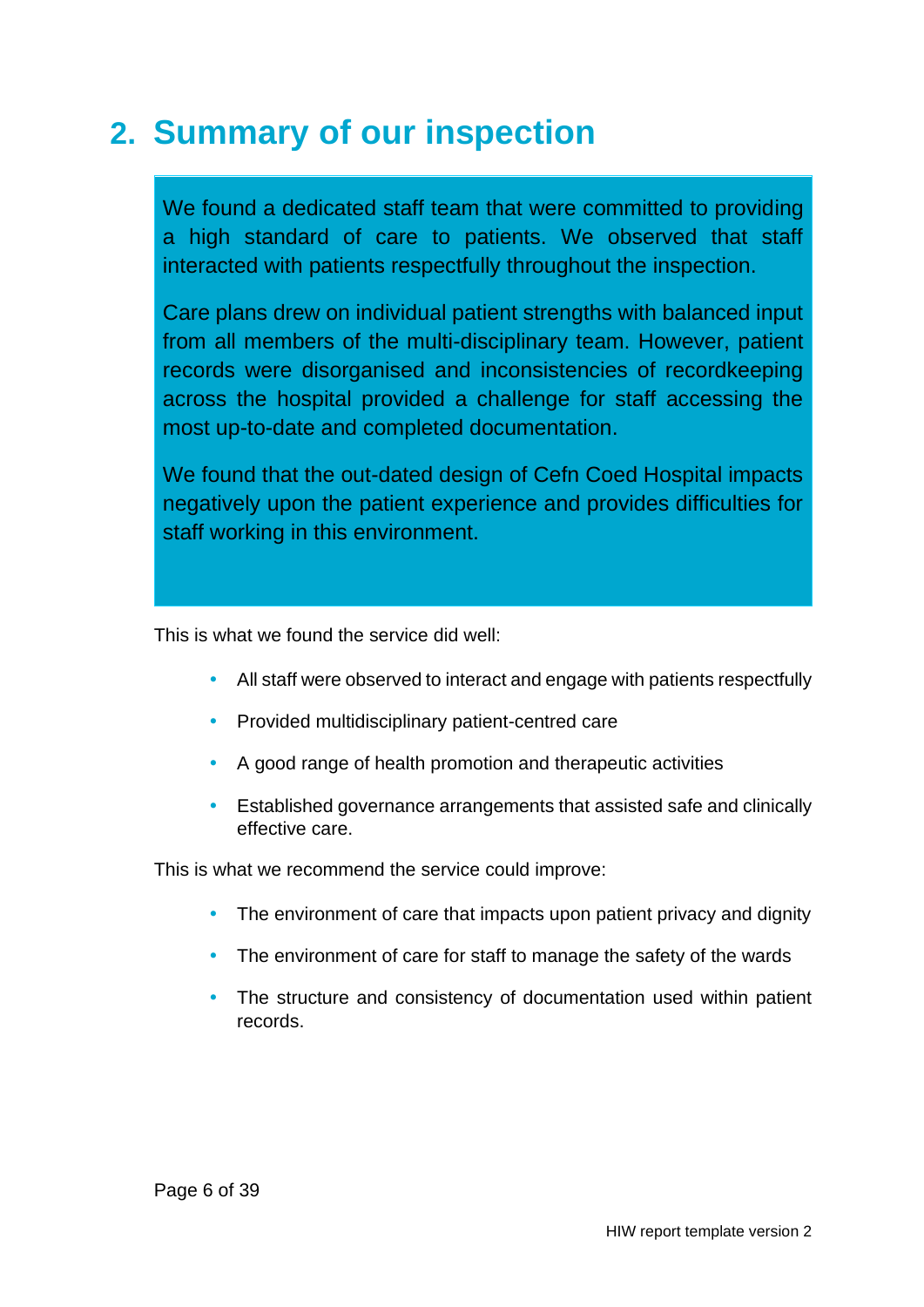## 2. Summary of our inspection

We found a dedicated staff team that were committed to providing a high standard of care to patients. We observed that staff interacted with patients respectfully throughout the inspection.

Care plans drew on individual patient strengths with balanced input from all members of the multi-disciplinary team. However, patient records were disorganised and inconsistencies of recordkeeping across the hospital provided a challenge for staff accessing the most up-to-date and completed documentation.

We found that the out-dated design of Cefn Coed Hospital impacts negatively upon the patient experience and provides difficulties for staff working in this environment.

This is what we found the service did well:

- All staff were observed to interact and engage with patients respectfully
- Provided multidisciplinary patient-centred care
- A good range of health promotion and therapeutic activities
- Established governance arrangements that assisted safe and clinically effective care.

This is what we recommend the service could improve:

- The environment of care that impacts upon patient privacy and dignity
- The environment of care for staff to manage the safety of the wards
- The structure and consistency of documentation used within patient records.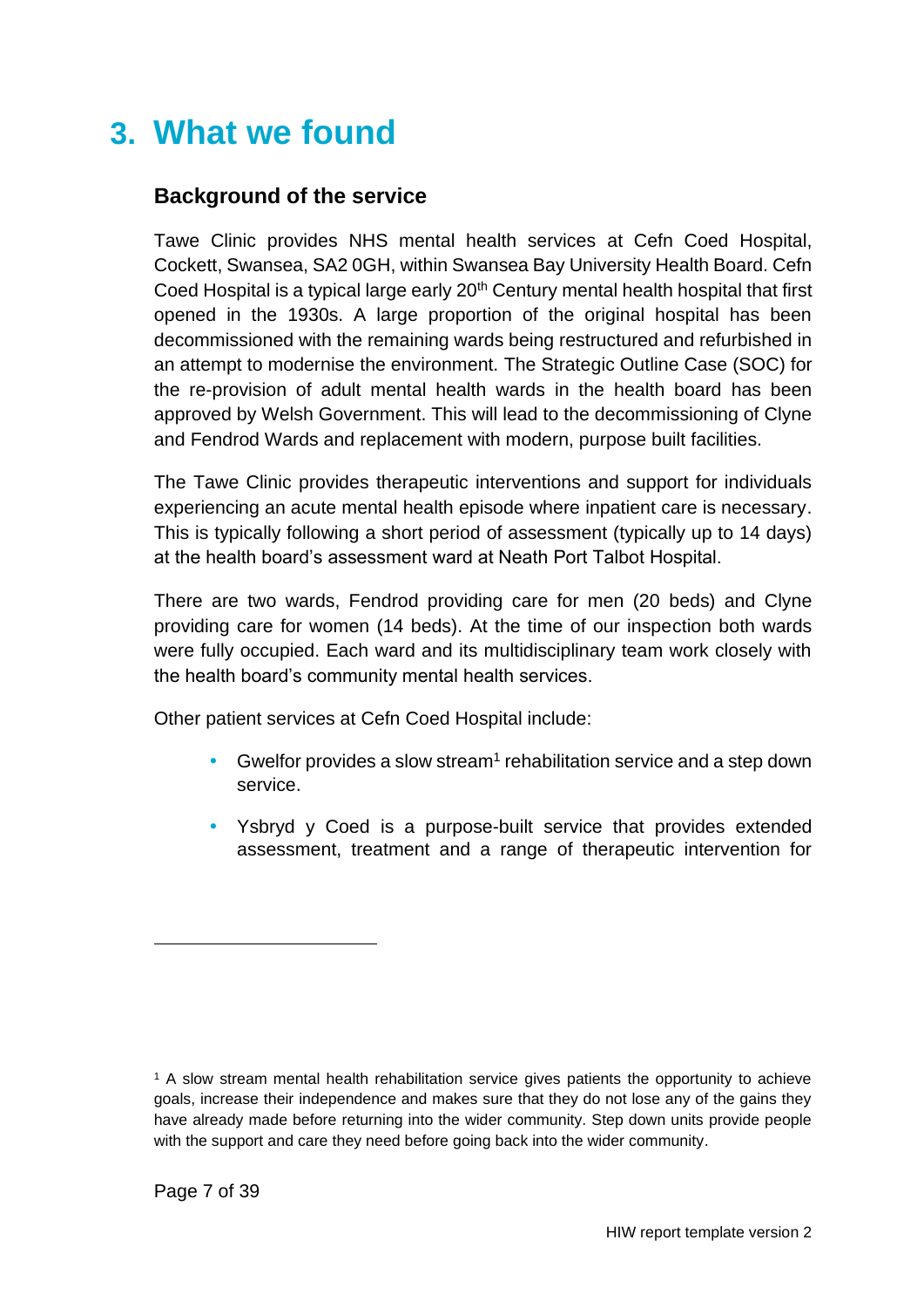# 3. What we found

## Background of the service

Tawe Clinic provides NHS mental health services at Cefn Coed Hospital, Cockett, Swansea, SA2 0GH, within Swansea Bay University Health Board. Cefn Coed Hospital is a typical large early 20th Century mental health hospital that first opened in the 1930s. A large proportion of the original hospital has been decommissioned with the remaining wards being restructured and refurbished in an attempt to modernise the environment. The Strategic Outline Case (SOC) for the re-provision of adult mental health wards in the health board has been approved by Welsh Government. This will lead to the decommissioning of Clyne and Fendrod Wards and replacement with modern, purpose built facilities.

The Tawe Clinic provides therapeutic interventions and support for individuals experiencing an acute mental health episode where inpatient care is necessary. This is typically following a short period of assessment (typically up to 14 days) at the health board's assessment ward at Neath Port Talbot Hospital.

There are two wards, Fendrod providing care for men (20 beds) and Clyne providing care for women (14 beds). At the time of our inspection both wards were fully occupied. Each ward and its multidisciplinary team work closely with the health board's community mental health services.

Other patient services at Cefn Coed Hospital include:

- Gwelfor provides a slow stream[1] rehabilitation service and a step down service.
- Ysbryd y Coed is a purpose-built service that provides extended assessment, treatment and a range of therapeutic intervention for

[1] A slow stream mental health rehabilitation service gives patients the opportunity to achieve goals, increase their independence and makes sure that they do not lose any of the gains they have already made before returning into the wider community. Step down units provide people with the support and care they need before going back into the wider community.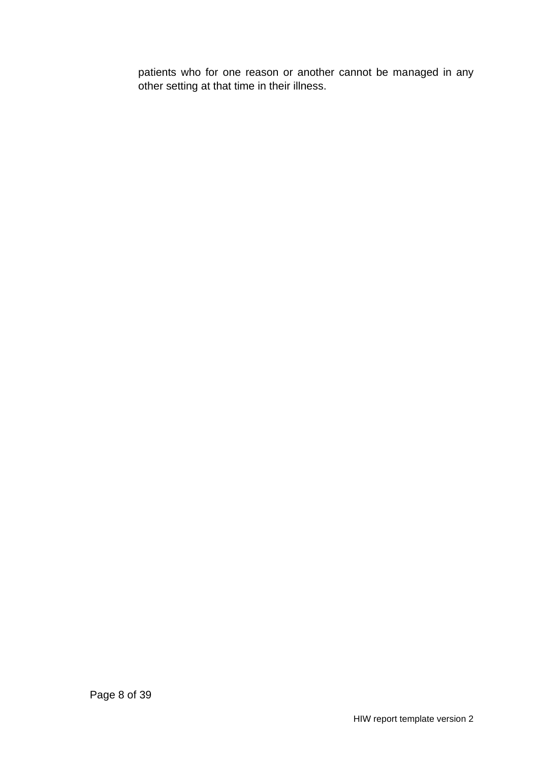patients who for one reason or another cannot be managed in any other setting at that time in their illness.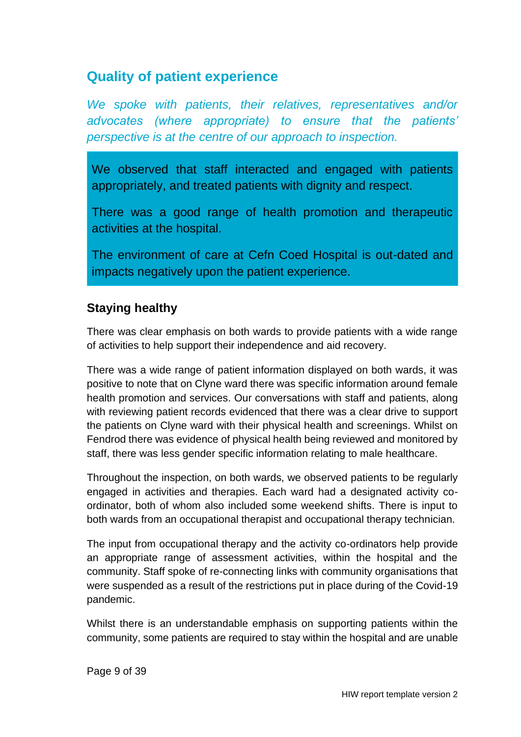## Quality of patient experience

*We spoke with patients, their relatives, representatives and/or advocates (where appropriate) to ensure that the patients' perspective is at the centre of our approach to inspection.*

We observed that staff interacted and engaged with patients appropriately, and treated patients with dignity and respect.

There was a good range of health promotion and therapeutic activities at the hospital.

The environment of care at Cefn Coed Hospital is out-dated and impacts negatively upon the patient experience.

### Staying healthy

There was clear emphasis on both wards to provide patients with a wide range of activities to help support their independence and aid recovery.

There was a wide range of patient information displayed on both wards, it was positive to note that on Clyne ward there was specific information around female health promotion and services. Our conversations with staff and patients, along with reviewing patient records evidenced that there was a clear drive to support the patients on Clyne ward with their physical health and screenings. Whilst on Fendrod there was evidence of physical health being reviewed and monitored by staff, there was less gender specific information relating to male healthcare.

Throughout the inspection, on both wards, we observed patients to be regularly engaged in activities and therapies. Each ward had a designated activity co-ordinator, both of whom also included some weekend shifts. There is input to both wards from an occupational therapist and occupational therapy technician.

The input from occupational therapy and the activity co-ordinators help provide an appropriate range of assessment activities, within the hospital and the community. Staff spoke of re-connecting links with community organisations that were suspended as a result of the restrictions put in place during of the Covid-19 pandemic.

Whilst there is an understandable emphasis on supporting patients within the community, some patients are required to stay within the hospital and are unable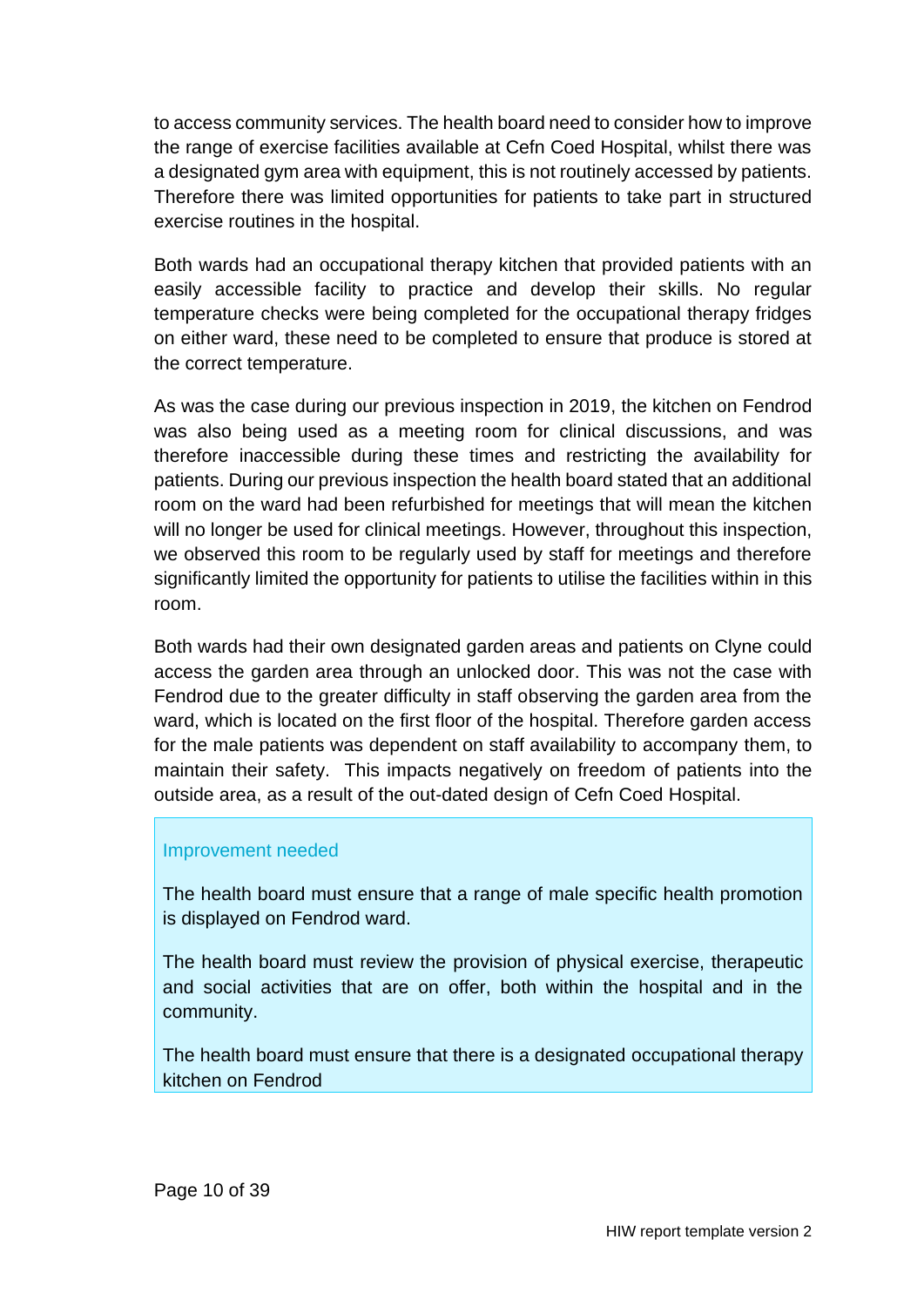to access community services. The health board need to consider how to improve the range of exercise facilities available at Cefn Coed Hospital, whilst there was a designated gym area with equipment, this is not routinely accessed by patients. Therefore there was limited opportunities for patients to take part in structured exercise routines in the hospital.

Both wards had an occupational therapy kitchen that provided patients with an easily accessible facility to practice and develop their skills. No regular temperature checks were being completed for the occupational therapy fridges on either ward, these need to be completed to ensure that produce is stored at the correct temperature.

As was the case during our previous inspection in 2019, the kitchen on Fendrod was also being used as a meeting room for clinical discussions, and was therefore inaccessible during these times and restricting the availability for patients. During our previous inspection the health board stated that an additional room on the ward had been refurbished for meetings that will mean the kitchen will no longer be used for clinical meetings. However, throughout this inspection, we observed this room to be regularly used by staff for meetings and therefore significantly limited the opportunity for patients to utilise the facilities within in this room.

Both wards had their own designated garden areas and patients on Clyne could access the garden area through an unlocked door. This was not the case with Fendrod due to the greater difficulty in staff observing the garden area from the ward, which is located on the first floor of the hospital. Therefore garden access for the male patients was dependent on staff availability to accompany them, to maintain their safety. This impacts negatively on freedom of patients into the outside area, as a result of the out-dated design of Cefn Coed Hospital.

**Improvement needed**

The health board must ensure that a range of male specific health promotion is displayed on Fendrod ward.

The health board must review the provision of physical exercise, therapeutic and social activities that are on offer, both within the hospital and in the community.

The health board must ensure that there is a designated occupational therapy kitchen on Fendrod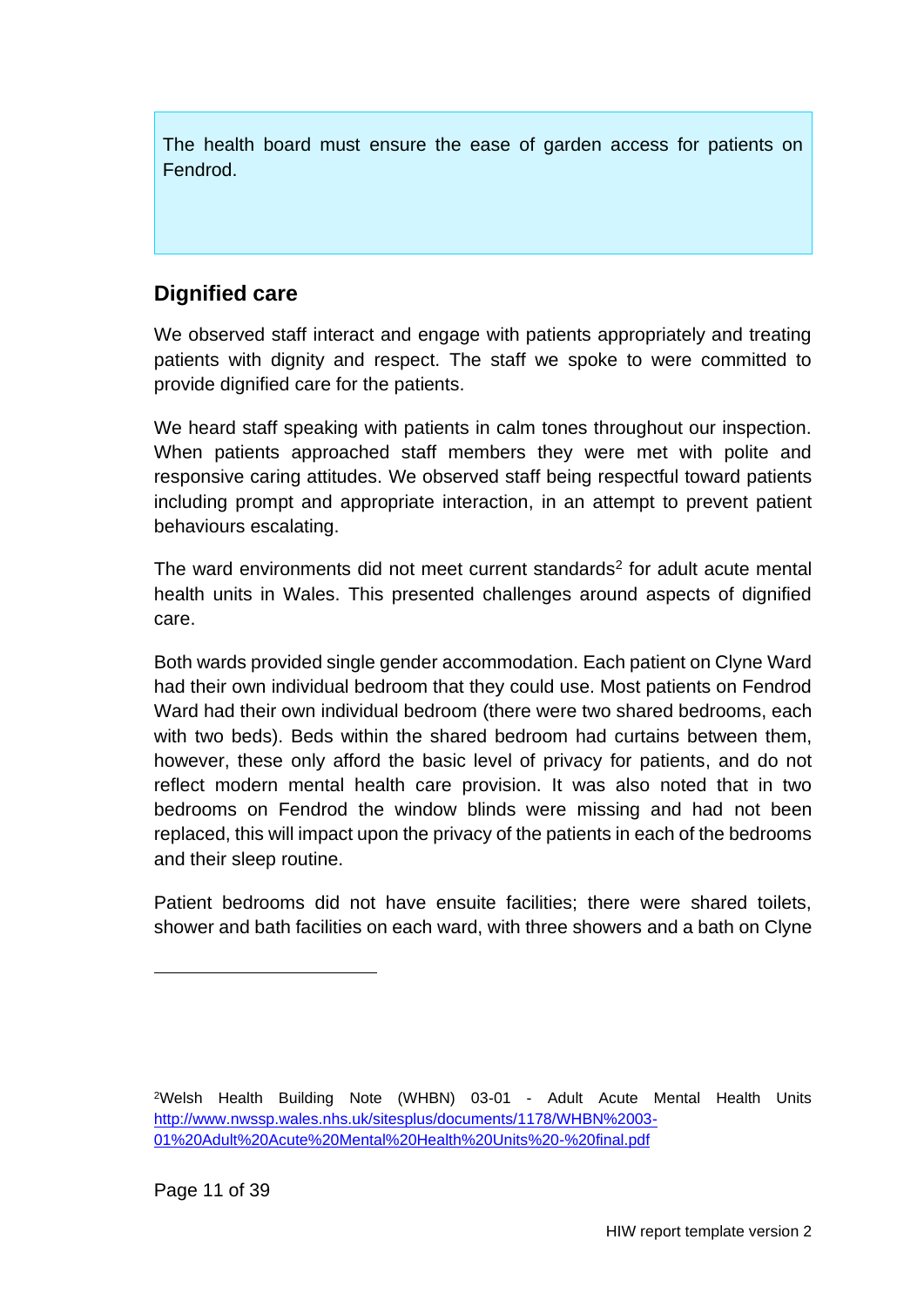The health board must ensure the ease of garden access for patients on Fendrod.

## Dignified care

We observed staff interact and engage with patients appropriately and treating patients with dignity and respect. The staff we spoke to were committed to provide dignified care for the patients.

We heard staff speaking with patients in calm tones throughout our inspection. When patients approached staff members they were met with polite and responsive caring attitudes. We observed staff being respectful toward patients including prompt and appropriate interaction, in an attempt to prevent patient behaviours escalating.

The ward environments did not meet current standards[2] for adult acute mental health units in Wales. This presented challenges around aspects of dignified care.

Both wards provided single gender accommodation. Each patient on Clyne Ward had their own individual bedroom that they could use. Most patients on Fendrod Ward had their own individual bedroom (there were two shared bedrooms, each with two beds). Beds within the shared bedroom had curtains between them, however, these only afford the basic level of privacy for patients, and do not reflect modern mental health care provision. It was also noted that in two bedrooms on Fendrod the window blinds were missing and had not been replaced, this will impact upon the privacy of the patients in each of the bedrooms and their sleep routine.

Patient bedrooms did not have ensuite facilities; there were shared toilets, shower and bath facilities on each ward, with three showers and a bath on Clyne

---

[2] Welsh Health Building Note (WHBN) 03-01 - Adult Acute Mental Health Units http://www.nwssp.wales.nhs.uk/sitesplus/documents/1178/WHBN%2003-01%20Adult%20Acute%20Mental%20Health%20Units%20-%20final.pdf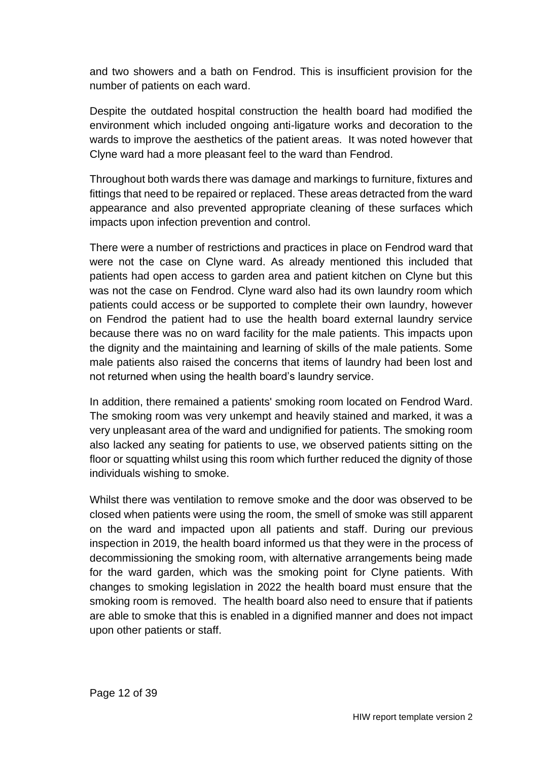and two showers and a bath on Fendrod. This is insufficient provision for the number of patients on each ward.

Despite the outdated hospital construction the health board had modified the environment which included ongoing anti-ligature works and decoration to the wards to improve the aesthetics of the patient areas. It was noted however that Clyne ward had a more pleasant feel to the ward than Fendrod.

Throughout both wards there was damage and markings to furniture, fixtures and fittings that need to be repaired or replaced. These areas detracted from the ward appearance and also prevented appropriate cleaning of these surfaces which impacts upon infection prevention and control.

There were a number of restrictions and practices in place on Fendrod ward that were not the case on Clyne ward. As already mentioned this included that patients had open access to garden area and patient kitchen on Clyne but this was not the case on Fendrod. Clyne ward also had its own laundry room which patients could access or be supported to complete their own laundry, however on Fendrod the patient had to use the health board external laundry service because there was no on ward facility for the male patients. This impacts upon the dignity and the maintaining and learning of skills of the male patients. Some male patients also raised the concerns that items of laundry had been lost and not returned when using the health board's laundry service.

In addition, there remained a patients' smoking room located on Fendrod Ward. The smoking room was very unkempt and heavily stained and marked, it was a very unpleasant area of the ward and undignified for patients. The smoking room also lacked any seating for patients to use, we observed patients sitting on the floor or squatting whilst using this room which further reduced the dignity of those individuals wishing to smoke.

Whilst there was ventilation to remove smoke and the door was observed to be closed when patients were using the room, the smell of smoke was still apparent on the ward and impacted upon all patients and staff. During our previous inspection in 2019, the health board informed us that they were in the process of decommissioning the smoking room, with alternative arrangements being made for the ward garden, which was the smoking point for Clyne patients. With changes to smoking legislation in 2022 the health board must ensure that the smoking room is removed. The health board also need to ensure that if patients are able to smoke that this is enabled in a dignified manner and does not impact upon other patients or staff.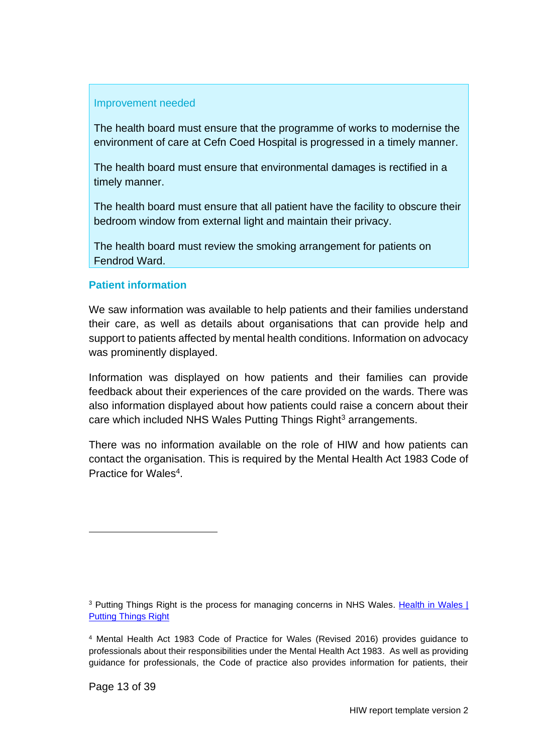Improvement needed

The health board must ensure that the programme of works to modernise the environment of care at Cefn Coed Hospital is progressed in a timely manner.

The health board must ensure that environmental damages is rectified in a timely manner.

The health board must ensure that all patient have the facility to obscure their bedroom window from external light and maintain their privacy.

The health board must review the smoking arrangement for patients on Fendrod Ward.

### Patient information

We saw information was available to help patients and their families understand their care, as well as details about organisations that can provide help and support to patients affected by mental health conditions. Information on advocacy was prominently displayed.

Information was displayed on how patients and their families can provide feedback about their experiences of the care provided on the wards. There was also information displayed about how patients could raise a concern about their care which included NHS Wales Putting Things Right[3] arrangements.

There was no information available on the role of HIW and how patients can contact the organisation. This is required by the Mental Health Act 1983 Code of Practice for Wales[4].

---

[3] Putting Things Right is the process for managing concerns in NHS Wales. [Health in Wales | Putting Things Right]

[4] Mental Health Act 1983 Code of Practice for Wales (Revised 2016) provides guidance to professionals about their responsibilities under the Mental Health Act 1983. As well as providing guidance for professionals, the Code of practice also provides information for patients, their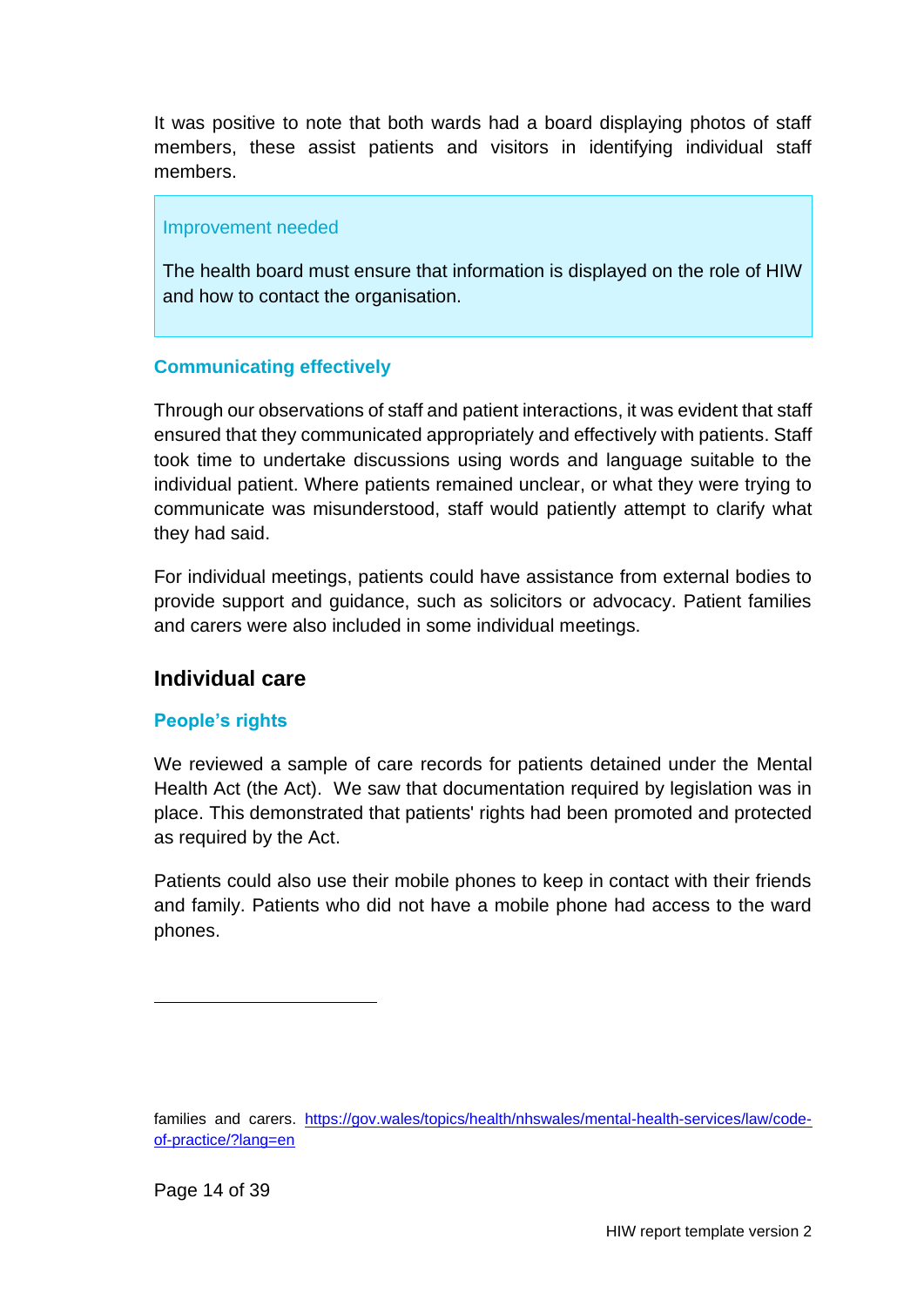It was positive to note that both wards had a board displaying photos of staff members, these assist patients and visitors in identifying individual staff members.

> Improvement needed
>
> The health board must ensure that information is displayed on the role of HIW and how to contact the organisation.

### Communicating effectively

Through our observations of staff and patient interactions, it was evident that staff ensured that they communicated appropriately and effectively with patients. Staff took time to undertake discussions using words and language suitable to the individual patient. Where patients remained unclear, or what they were trying to communicate was misunderstood, staff would patiently attempt to clarify what they had said.

For individual meetings, patients could have assistance from external bodies to provide support and guidance, such as solicitors or advocacy. Patient families and carers were also included in some individual meetings.

## Individual care

### People's rights

We reviewed a sample of care records for patients detained under the Mental Health Act (the Act). We saw that documentation required by legislation was in place. This demonstrated that patients' rights had been promoted and protected as required by the Act.

Patients could also use their mobile phones to keep in contact with their friends and family. Patients who did not have a mobile phone had access to the ward phones.

---

families and carers. https://gov.wales/topics/health/nhswales/mental-health-services/law/code-of-practice/?lang=en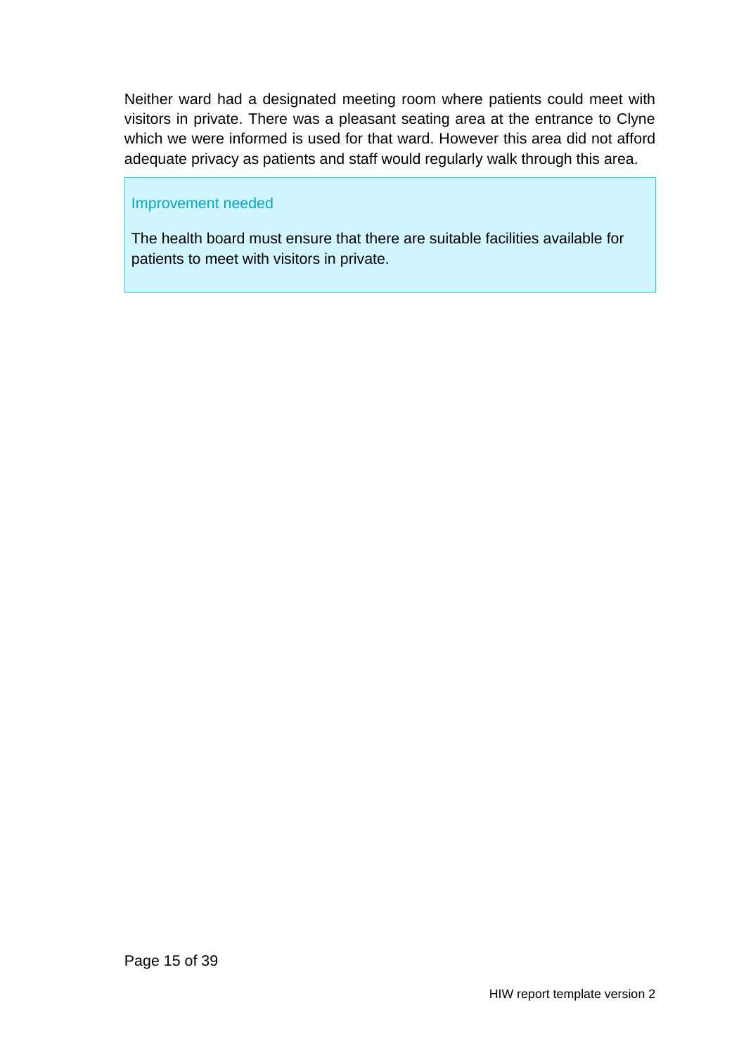Neither ward had a designated meeting room where patients could meet with visitors in private. There was a pleasant seating area at the entrance to Clyne which we were informed is used for that ward. However this area did not afford adequate privacy as patients and staff would regularly walk through this area.

> Improvement needed
>
> The health board must ensure that there are suitable facilities available for patients to meet with visitors in private.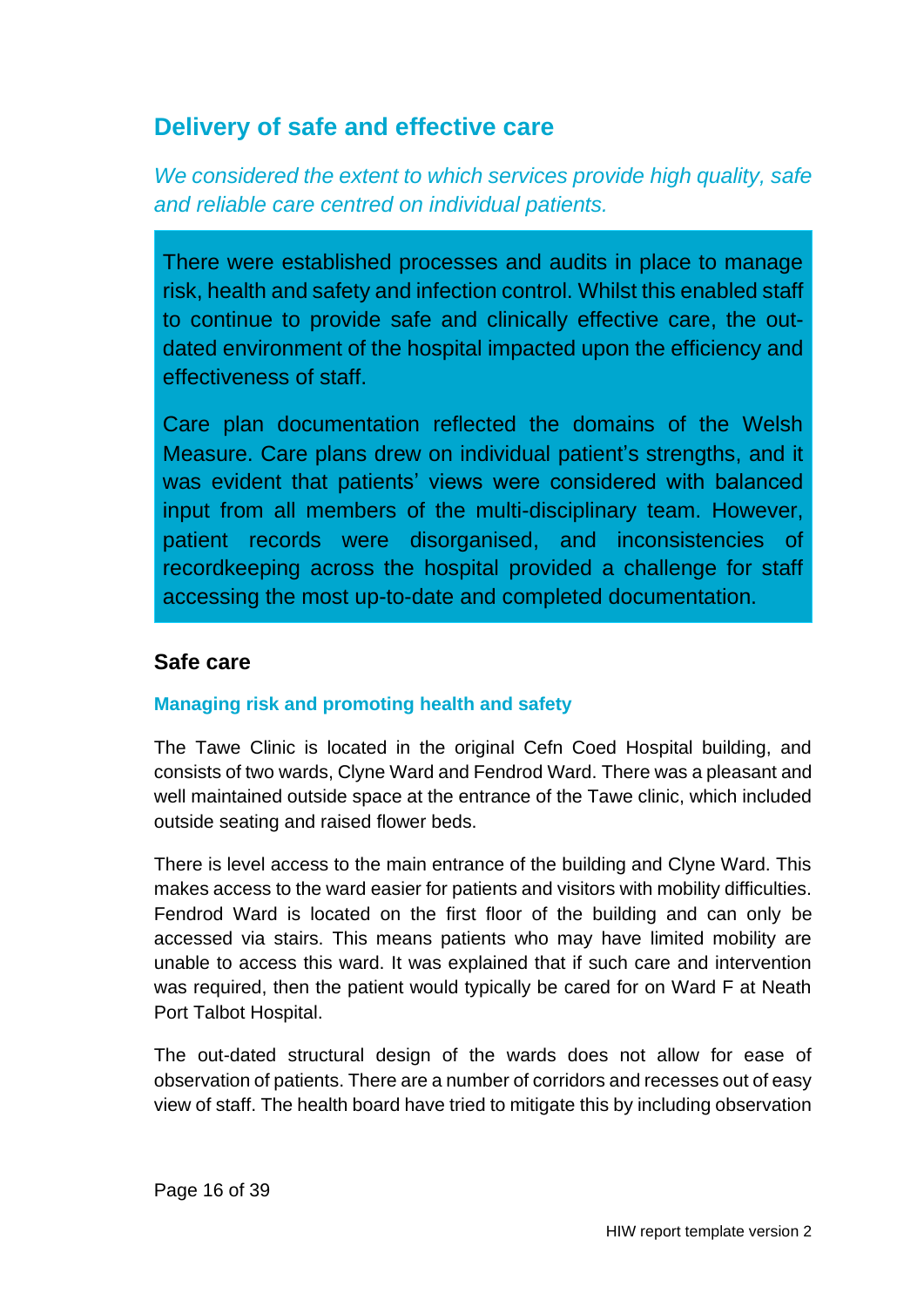## Delivery of safe and effective care

*We considered the extent to which services provide high quality, safe and reliable care centred on individual patients.*

There were established processes and audits in place to manage risk, health and safety and infection control. Whilst this enabled staff to continue to provide safe and clinically effective care, the out-dated environment of the hospital impacted upon the efficiency and effectiveness of staff.

Care plan documentation reflected the domains of the Welsh Measure. Care plans drew on individual patient's strengths, and it was evident that patients' views were considered with balanced input from all members of the multi-disciplinary team. However, patient records were disorganised, and inconsistencies of recordkeeping across the hospital provided a challenge for staff accessing the most up-to-date and completed documentation.

### Safe care

#### Managing risk and promoting health and safety

The Tawe Clinic is located in the original Cefn Coed Hospital building, and consists of two wards, Clyne Ward and Fendrod Ward. There was a pleasant and well maintained outside space at the entrance of the Tawe clinic, which included outside seating and raised flower beds.

There is level access to the main entrance of the building and Clyne Ward. This makes access to the ward easier for patients and visitors with mobility difficulties. Fendrod Ward is located on the first floor of the building and can only be accessed via stairs. This means patients who may have limited mobility are unable to access this ward. It was explained that if such care and intervention was required, then the patient would typically be cared for on Ward F at Neath Port Talbot Hospital.

The out-dated structural design of the wards does not allow for ease of observation of patients. There are a number of corridors and recesses out of easy view of staff. The health board have tried to mitigate this by including observation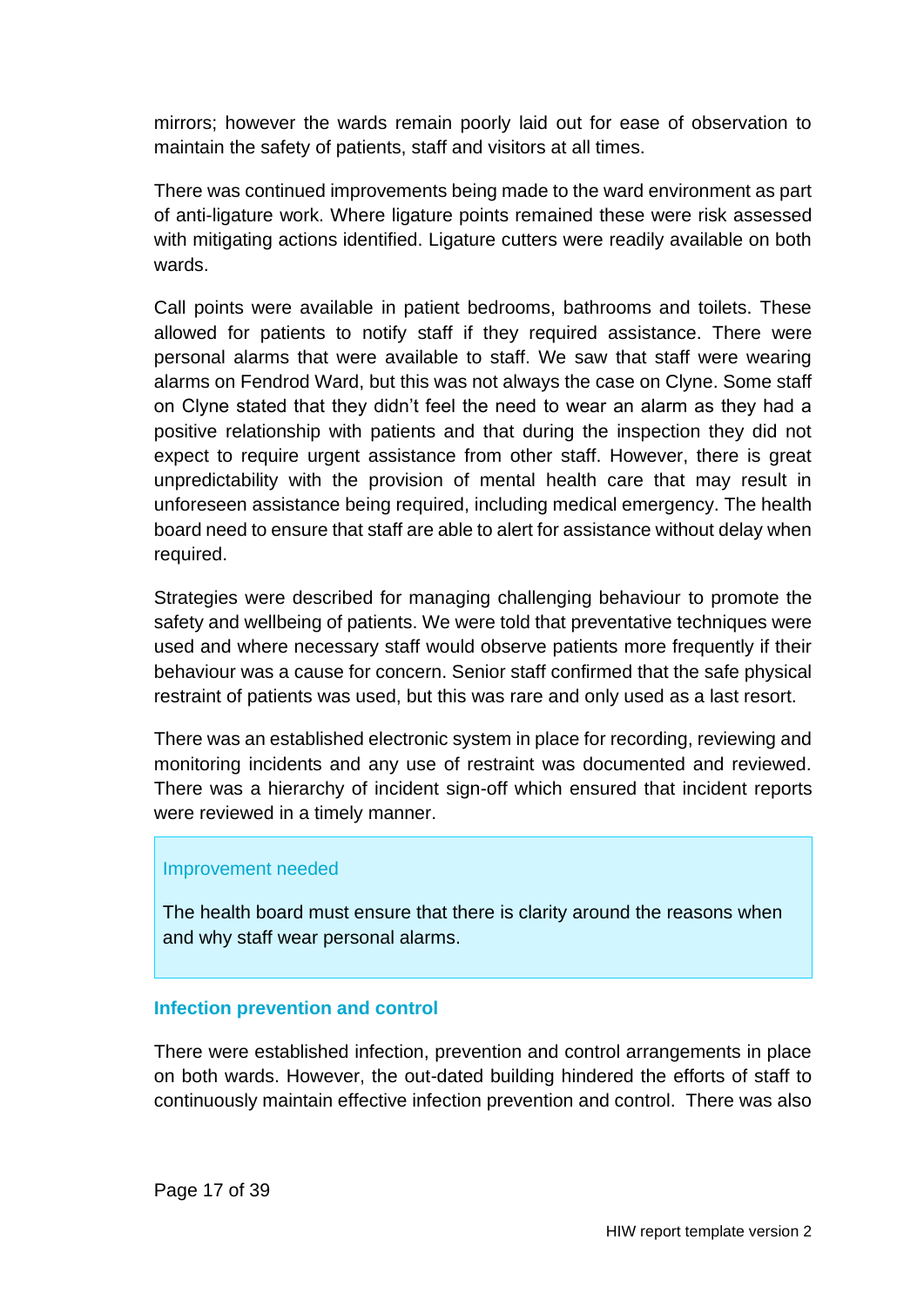mirrors; however the wards remain poorly laid out for ease of observation to maintain the safety of patients, staff and visitors at all times.

There was continued improvements being made to the ward environment as part of anti-ligature work. Where ligature points remained these were risk assessed with mitigating actions identified. Ligature cutters were readily available on both wards.

Call points were available in patient bedrooms, bathrooms and toilets. These allowed for patients to notify staff if they required assistance. There were personal alarms that were available to staff. We saw that staff were wearing alarms on Fendrod Ward, but this was not always the case on Clyne. Some staff on Clyne stated that they didn't feel the need to wear an alarm as they had a positive relationship with patients and that during the inspection they did not expect to require urgent assistance from other staff. However, there is great unpredictability with the provision of mental health care that may result in unforeseen assistance being required, including medical emergency. The health board need to ensure that staff are able to alert for assistance without delay when required.

Strategies were described for managing challenging behaviour to promote the safety and wellbeing of patients. We were told that preventative techniques were used and where necessary staff would observe patients more frequently if their behaviour was a cause for concern. Senior staff confirmed that the safe physical restraint of patients was used, but this was rare and only used as a last resort.

There was an established electronic system in place for recording, reviewing and monitoring incidents and any use of restraint was documented and reviewed. There was a hierarchy of incident sign-off which ensured that incident reports were reviewed in a timely manner.

> Improvement needed
>
> The health board must ensure that there is clarity around the reasons when and why staff wear personal alarms.

### Infection prevention and control

There were established infection, prevention and control arrangements in place on both wards. However, the out-dated building hindered the efforts of staff to continuously maintain effective infection prevention and control. There was also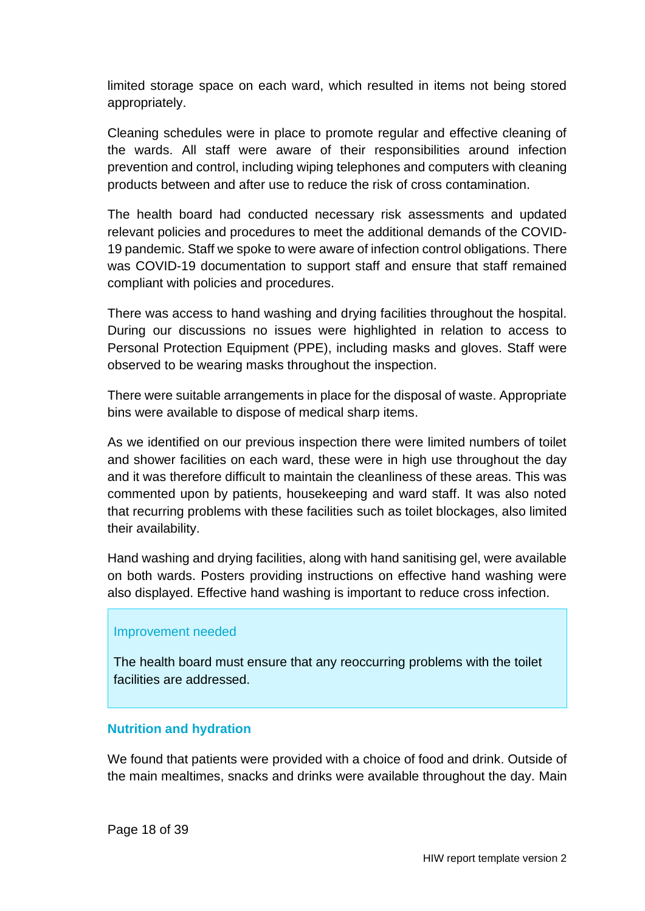limited storage space on each ward, which resulted in items not being stored appropriately.

Cleaning schedules were in place to promote regular and effective cleaning of the wards. All staff were aware of their responsibilities around infection prevention and control, including wiping telephones and computers with cleaning products between and after use to reduce the risk of cross contamination.

The health board had conducted necessary risk assessments and updated relevant policies and procedures to meet the additional demands of the COVID-19 pandemic. Staff we spoke to were aware of infection control obligations. There was COVID-19 documentation to support staff and ensure that staff remained compliant with policies and procedures.

There was access to hand washing and drying facilities throughout the hospital. During our discussions no issues were highlighted in relation to access to Personal Protection Equipment (PPE), including masks and gloves. Staff were observed to be wearing masks throughout the inspection.

There were suitable arrangements in place for the disposal of waste. Appropriate bins were available to dispose of medical sharp items.

As we identified on our previous inspection there were limited numbers of toilet and shower facilities on each ward, these were in high use throughout the day and it was therefore difficult to maintain the cleanliness of these areas. This was commented upon by patients, housekeeping and ward staff. It was also noted that recurring problems with these facilities such as toilet blockages, also limited their availability.

Hand washing and drying facilities, along with hand sanitising gel, were available on both wards. Posters providing instructions on effective hand washing were also displayed. Effective hand washing is important to reduce cross infection.

> Improvement needed
>
> The health board must ensure that any reoccurring problems with the toilet facilities are addressed.

### Nutrition and hydration

We found that patients were provided with a choice of food and drink. Outside of the main mealtimes, snacks and drinks were available throughout the day. Main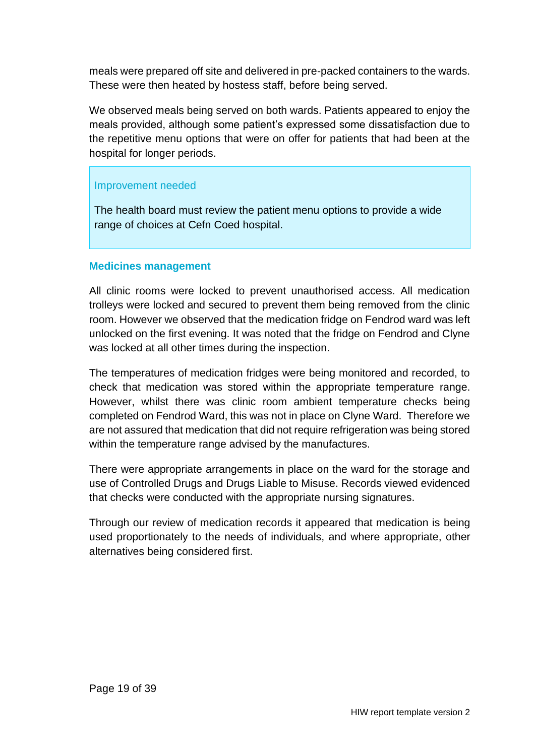meals were prepared off site and delivered in pre-packed containers to the wards. These were then heated by hostess staff, before being served.

We observed meals being served on both wards. Patients appeared to enjoy the meals provided, although some patient's expressed some dissatisfaction due to the repetitive menu options that were on offer for patients that had been at the hospital for longer periods.

> Improvement needed
>
> The health board must review the patient menu options to provide a wide range of choices at Cefn Coed hospital.

### Medicines management

All clinic rooms were locked to prevent unauthorised access. All medication trolleys were locked and secured to prevent them being removed from the clinic room. However we observed that the medication fridge on Fendrod ward was left unlocked on the first evening. It was noted that the fridge on Fendrod and Clyne was locked at all other times during the inspection.

The temperatures of medication fridges were being monitored and recorded, to check that medication was stored within the appropriate temperature range. However, whilst there was clinic room ambient temperature checks being completed on Fendrod Ward, this was not in place on Clyne Ward. Therefore we are not assured that medication that did not require refrigeration was being stored within the temperature range advised by the manufactures.

There were appropriate arrangements in place on the ward for the storage and use of Controlled Drugs and Drugs Liable to Misuse. Records viewed evidenced that checks were conducted with the appropriate nursing signatures.

Through our review of medication records it appeared that medication is being used proportionately to the needs of individuals, and where appropriate, other alternatives being considered first.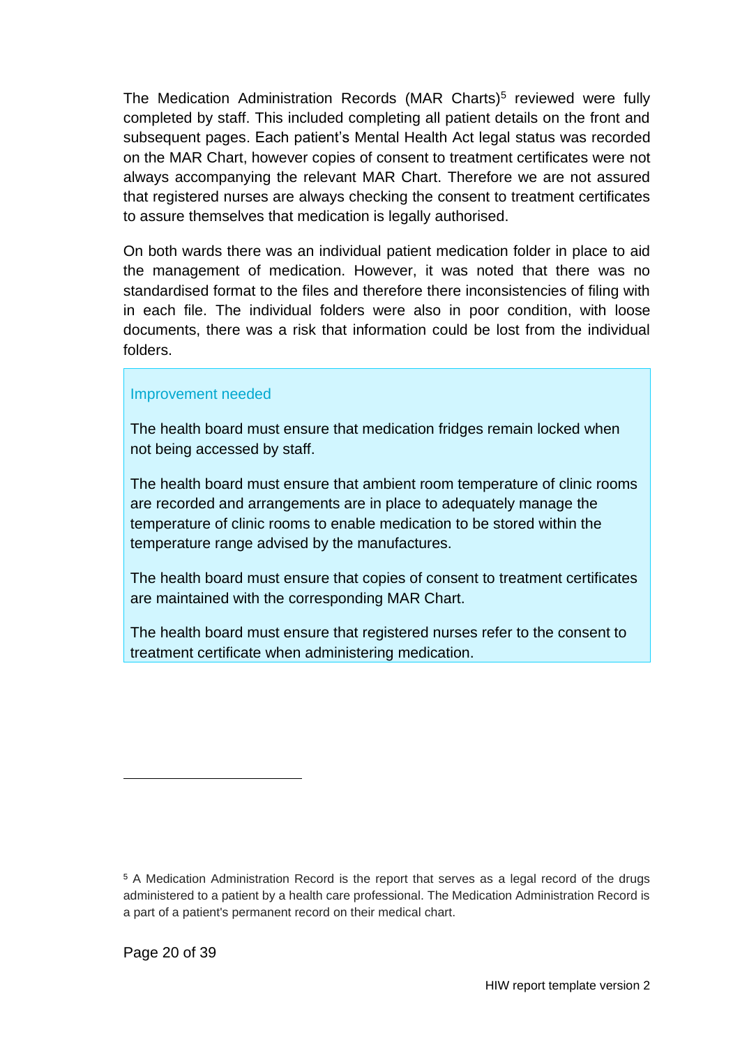The Medication Administration Records (MAR Charts)[5] reviewed were fully completed by staff. This included completing all patient details on the front and subsequent pages. Each patient's Mental Health Act legal status was recorded on the MAR Chart, however copies of consent to treatment certificates were not always accompanying the relevant MAR Chart. Therefore we are not assured that registered nurses are always checking the consent to treatment certificates to assure themselves that medication is legally authorised.

On both wards there was an individual patient medication folder in place to aid the management of medication. However, it was noted that there was no standardised format to the files and therefore there inconsistencies of filing with in each file. The individual folders were also in poor condition, with loose documents, there was a risk that information could be lost from the individual folders.

**Improvement needed**

The health board must ensure that medication fridges remain locked when not being accessed by staff.

The health board must ensure that ambient room temperature of clinic rooms are recorded and arrangements are in place to adequately manage the temperature of clinic rooms to enable medication to be stored within the temperature range advised by the manufactures.

The health board must ensure that copies of consent to treatment certificates are maintained with the corresponding MAR Chart.

The health board must ensure that registered nurses refer to the consent to treatment certificate when administering medication.

---

[5] A Medication Administration Record is the report that serves as a legal record of the drugs administered to a patient by a health care professional. The Medication Administration Record is a part of a patient's permanent record on their medical chart.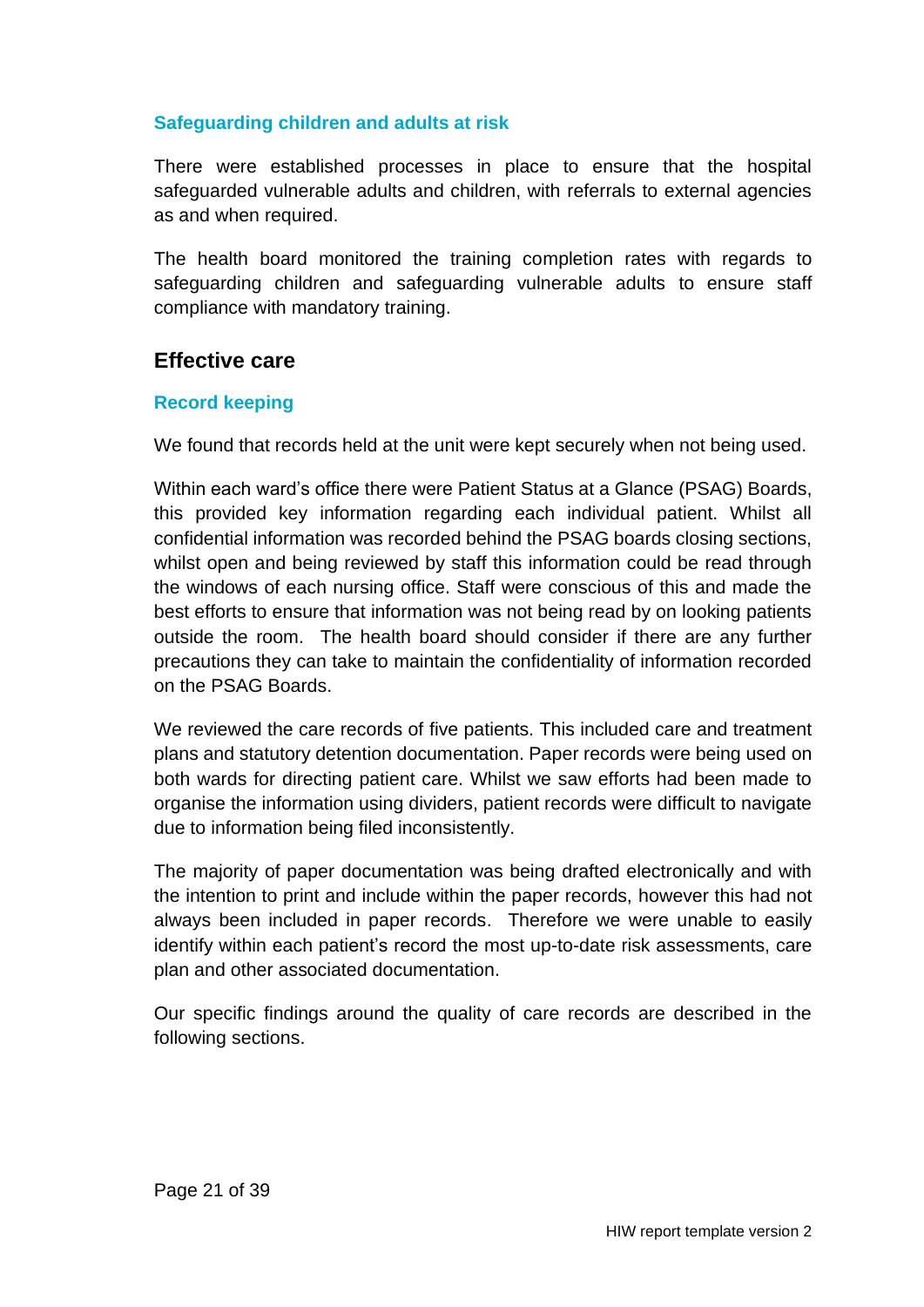### Safeguarding children and adults at risk

There were established processes in place to ensure that the hospital safeguarded vulnerable adults and children, with referrals to external agencies as and when required.

The health board monitored the training completion rates with regards to safeguarding children and safeguarding vulnerable adults to ensure staff compliance with mandatory training.

## Effective care

### Record keeping

We found that records held at the unit were kept securely when not being used.

Within each ward's office there were Patient Status at a Glance (PSAG) Boards, this provided key information regarding each individual patient. Whilst all confidential information was recorded behind the PSAG boards closing sections, whilst open and being reviewed by staff this information could be read through the windows of each nursing office. Staff were conscious of this and made the best efforts to ensure that information was not being read by on looking patients outside the room. The health board should consider if there are any further precautions they can take to maintain the confidentiality of information recorded on the PSAG Boards.

We reviewed the care records of five patients. This included care and treatment plans and statutory detention documentation. Paper records were being used on both wards for directing patient care. Whilst we saw efforts had been made to organise the information using dividers, patient records were difficult to navigate due to information being filed inconsistently.

The majority of paper documentation was being drafted electronically and with the intention to print and include within the paper records, however this had not always been included in paper records. Therefore we were unable to easily identify within each patient's record the most up-to-date risk assessments, care plan and other associated documentation.

Our specific findings around the quality of care records are described in the following sections.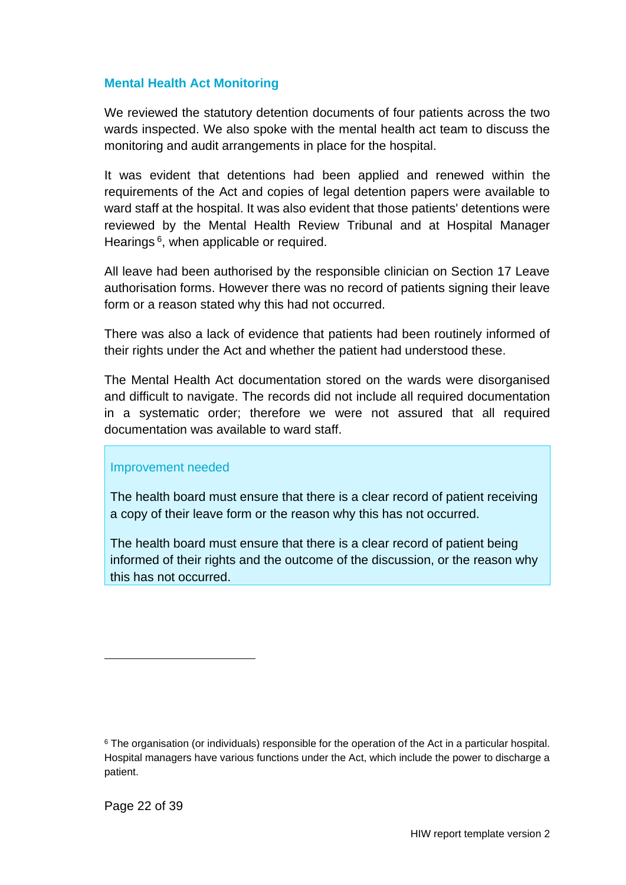### Mental Health Act Monitoring

We reviewed the statutory detention documents of four patients across the two wards inspected. We also spoke with the mental health act team to discuss the monitoring and audit arrangements in place for the hospital.

It was evident that detentions had been applied and renewed within the requirements of the Act and copies of legal detention papers were available to ward staff at the hospital. It was also evident that those patients' detentions were reviewed by the Mental Health Review Tribunal and at Hospital Manager Hearings[6], when applicable or required.

All leave had been authorised by the responsible clinician on Section 17 Leave authorisation forms. However there was no record of patients signing their leave form or a reason stated why this had not occurred.

There was also a lack of evidence that patients had been routinely informed of their rights under the Act and whether the patient had understood these.

The Mental Health Act documentation stored on the wards were disorganised and difficult to navigate. The records did not include all required documentation in a systematic order; therefore we were not assured that all required documentation was available to ward staff.

> **Improvement needed**
>
> The health board must ensure that there is a clear record of patient receiving a copy of their leave form or the reason why this has not occurred.
>
> The health board must ensure that there is a clear record of patient being informed of their rights and the outcome of the discussion, or the reason why this has not occurred.

---

[6] The organisation (or individuals) responsible for the operation of the Act in a particular hospital. Hospital managers have various functions under the Act, which include the power to discharge a patient.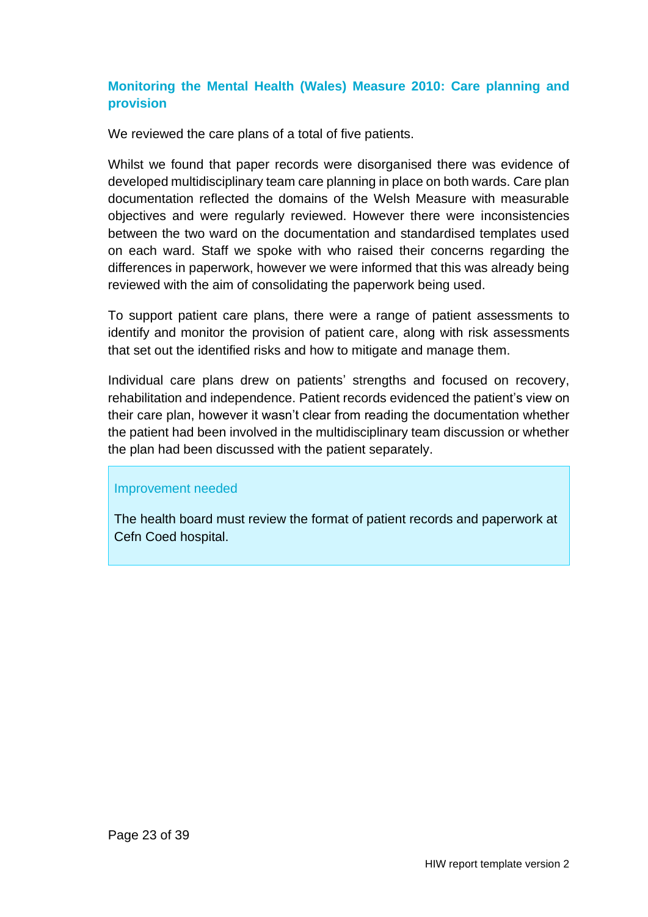### Monitoring the Mental Health (Wales) Measure 2010: Care planning and provision

We reviewed the care plans of a total of five patients.

Whilst we found that paper records were disorganised there was evidence of developed multidisciplinary team care planning in place on both wards. Care plan documentation reflected the domains of the Welsh Measure with measurable objectives and were regularly reviewed. However there were inconsistencies between the two ward on the documentation and standardised templates used on each ward. Staff we spoke with who raised their concerns regarding the differences in paperwork, however we were informed that this was already being reviewed with the aim of consolidating the paperwork being used.

To support patient care plans, there were a range of patient assessments to identify and monitor the provision of patient care, along with risk assessments that set out the identified risks and how to mitigate and manage them.

Individual care plans drew on patients' strengths and focused on recovery, rehabilitation and independence. Patient records evidenced the patient's view on their care plan, however it wasn't clear from reading the documentation whether the patient had been involved in the multidisciplinary team discussion or whether the plan had been discussed with the patient separately.

> Improvement needed
>
> The health board must review the format of patient records and paperwork at Cefn Coed hospital.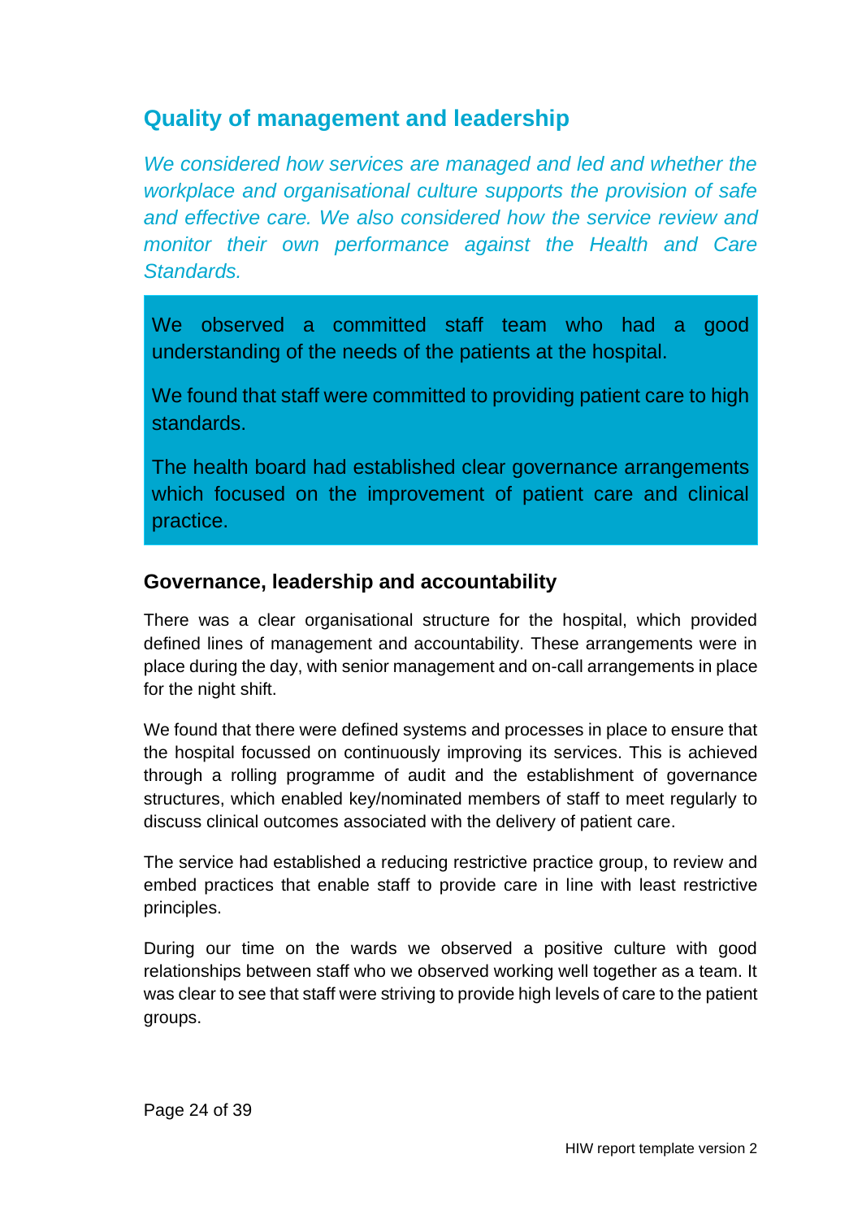## Quality of management and leadership

*We considered how services are managed and led and whether the workplace and organisational culture supports the provision of safe and effective care. We also considered how the service review and monitor their own performance against the Health and Care Standards.*

> We observed a committed staff team who had a good understanding of the needs of the patients at the hospital.
>
> We found that staff were committed to providing patient care to high standards.
>
> The health board had established clear governance arrangements which focused on the improvement of patient care and clinical practice.

### Governance, leadership and accountability

There was a clear organisational structure for the hospital, which provided defined lines of management and accountability. These arrangements were in place during the day, with senior management and on-call arrangements in place for the night shift.

We found that there were defined systems and processes in place to ensure that the hospital focussed on continuously improving its services. This is achieved through a rolling programme of audit and the establishment of governance structures, which enabled key/nominated members of staff to meet regularly to discuss clinical outcomes associated with the delivery of patient care.

The service had established a reducing restrictive practice group, to review and embed practices that enable staff to provide care in line with least restrictive principles.

During our time on the wards we observed a positive culture with good relationships between staff who we observed working well together as a team. It was clear to see that staff were striving to provide high levels of care to the patient groups.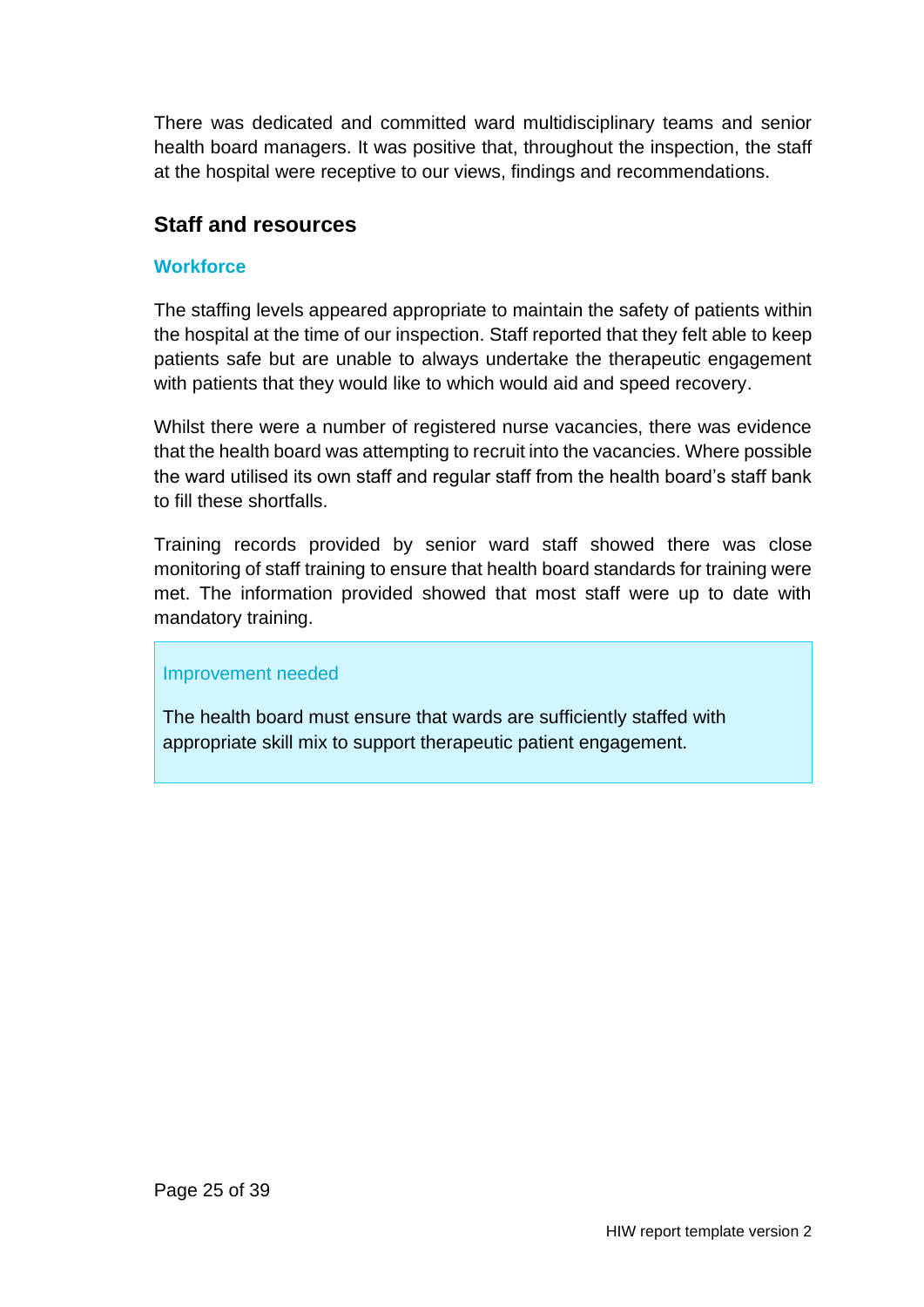There was dedicated and committed ward multidisciplinary teams and senior health board managers. It was positive that, throughout the inspection, the staff at the hospital were receptive to our views, findings and recommendations.

## Staff and resources

### Workforce

The staffing levels appeared appropriate to maintain the safety of patients within the hospital at the time of our inspection. Staff reported that they felt able to keep patients safe but are unable to always undertake the therapeutic engagement with patients that they would like to which would aid and speed recovery.

Whilst there were a number of registered nurse vacancies, there was evidence that the health board was attempting to recruit into the vacancies. Where possible the ward utilised its own staff and regular staff from the health board's staff bank to fill these shortfalls.

Training records provided by senior ward staff showed there was close monitoring of staff training to ensure that health board standards for training were met. The information provided showed that most staff were up to date with mandatory training.

> Improvement needed
>
> The health board must ensure that wards are sufficiently staffed with appropriate skill mix to support therapeutic patient engagement.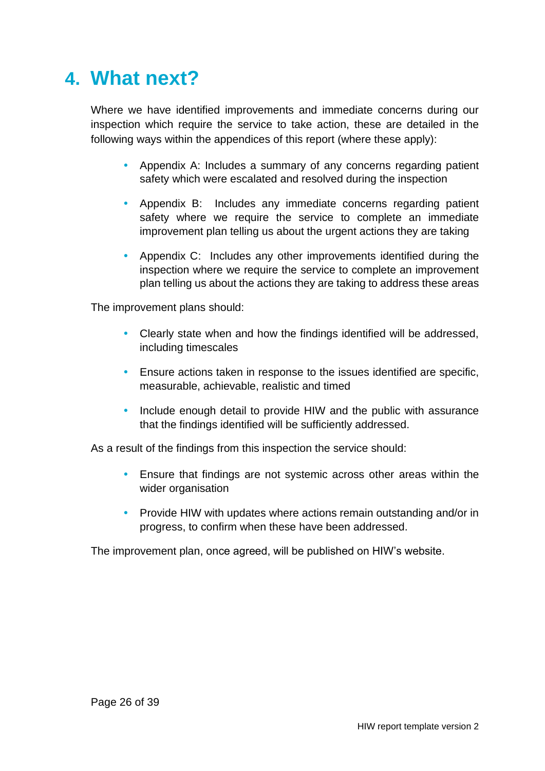# 4. What next?

Where we have identified improvements and immediate concerns during our inspection which require the service to take action, these are detailed in the following ways within the appendices of this report (where these apply):

- Appendix A: Includes a summary of any concerns regarding patient safety which were escalated and resolved during the inspection
- Appendix B: Includes any immediate concerns regarding patient safety where we require the service to complete an immediate improvement plan telling us about the urgent actions they are taking
- Appendix C: Includes any other improvements identified during the inspection where we require the service to complete an improvement plan telling us about the actions they are taking to address these areas

The improvement plans should:

- Clearly state when and how the findings identified will be addressed, including timescales
- Ensure actions taken in response to the issues identified are specific, measurable, achievable, realistic and timed
- Include enough detail to provide HIW and the public with assurance that the findings identified will be sufficiently addressed.

As a result of the findings from this inspection the service should:

- Ensure that findings are not systemic across other areas within the wider organisation
- Provide HIW with updates where actions remain outstanding and/or in progress, to confirm when these have been addressed.

The improvement plan, once agreed, will be published on HIW's website.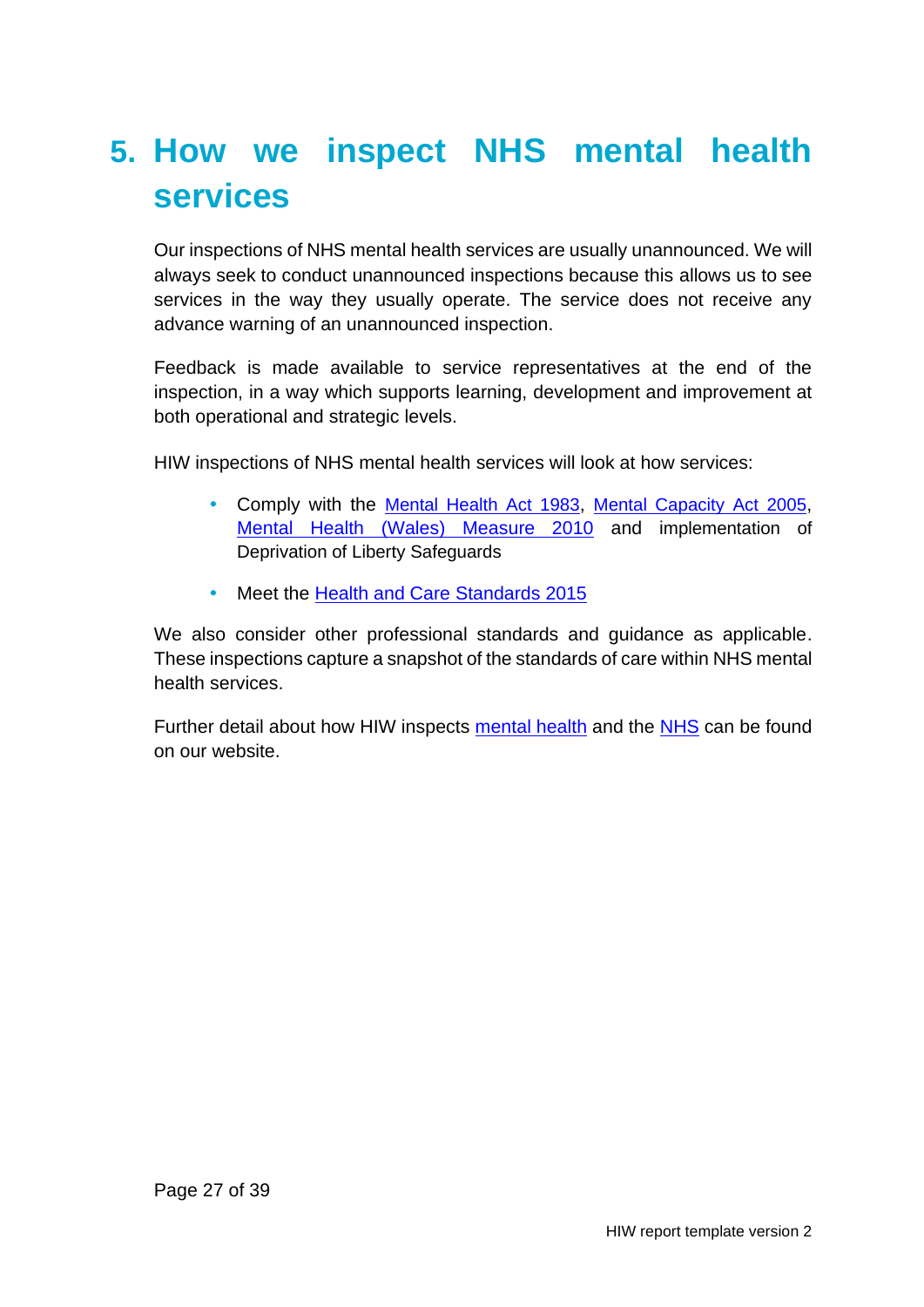# 5. How we inspect NHS mental health services

Our inspections of NHS mental health services are usually unannounced. We will always seek to conduct unannounced inspections because this allows us to see services in the way they usually operate. The service does not receive any advance warning of an unannounced inspection.

Feedback is made available to service representatives at the end of the inspection, in a way which supports learning, development and improvement at both operational and strategic levels.

HIW inspections of NHS mental health services will look at how services:

- Comply with the Mental Health Act 1983, Mental Capacity Act 2005, Mental Health (Wales) Measure 2010 and implementation of Deprivation of Liberty Safeguards
- Meet the Health and Care Standards 2015

We also consider other professional standards and guidance as applicable. These inspections capture a snapshot of the standards of care within NHS mental health services.

Further detail about how HIW inspects mental health and the NHS can be found on our website.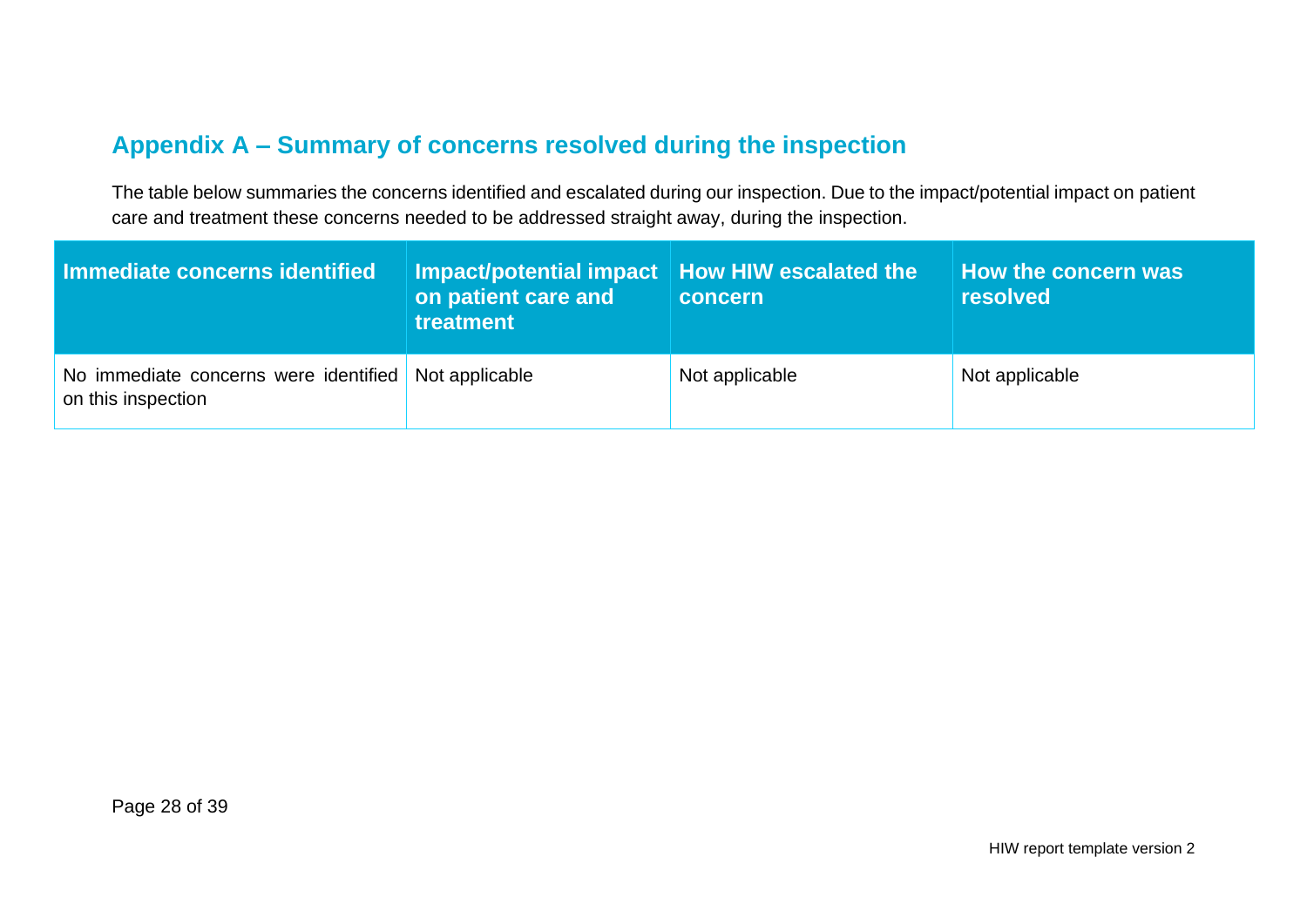## Appendix A – Summary of concerns resolved during the inspection

The table below summaries the concerns identified and escalated during our inspection. Due to the impact/potential impact on patient care and treatment these concerns needed to be addressed straight away, during the inspection.

| Immediate concerns identified | Impact/potential impact on patient care and treatment | How HIW escalated the concern | How the concern was resolved |
|---|---|---|---|
| No immediate concerns were identified on this inspection | Not applicable | Not applicable | Not applicable |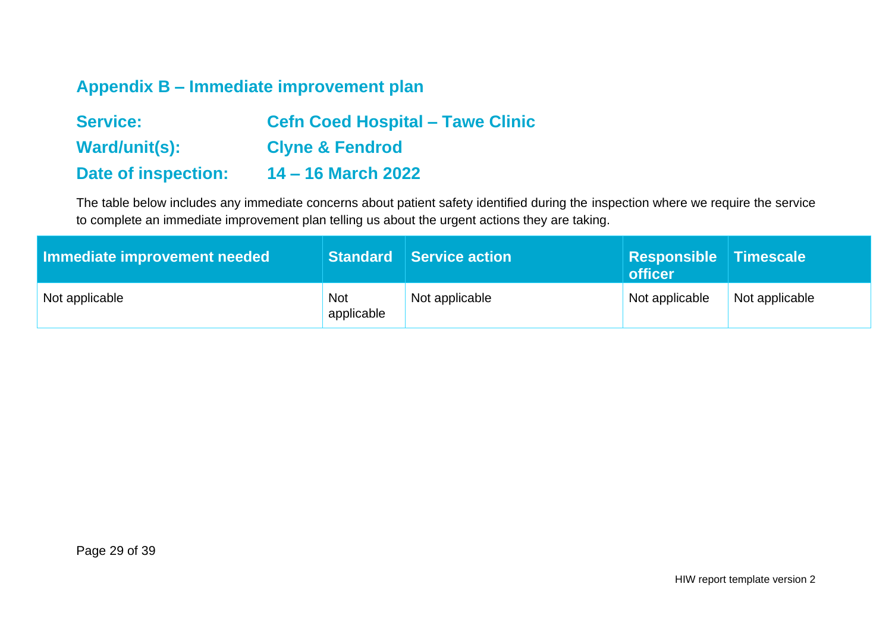## Appendix B – Immediate improvement plan

**Service:** Cefn Coed Hospital – Tawe Clinic

**Ward/unit(s):** Clyne & Fendrod

**Date of inspection:** 14 – 16 March 2022

The table below includes any immediate concerns about patient safety identified during the inspection where we require the service to complete an immediate improvement plan telling us about the urgent actions they are taking.

| Immediate improvement needed | Standard | Service action | Responsible officer | Timescale |
|---|---|---|---|---|
| Not applicable | Not applicable | Not applicable | Not applicable | Not applicable |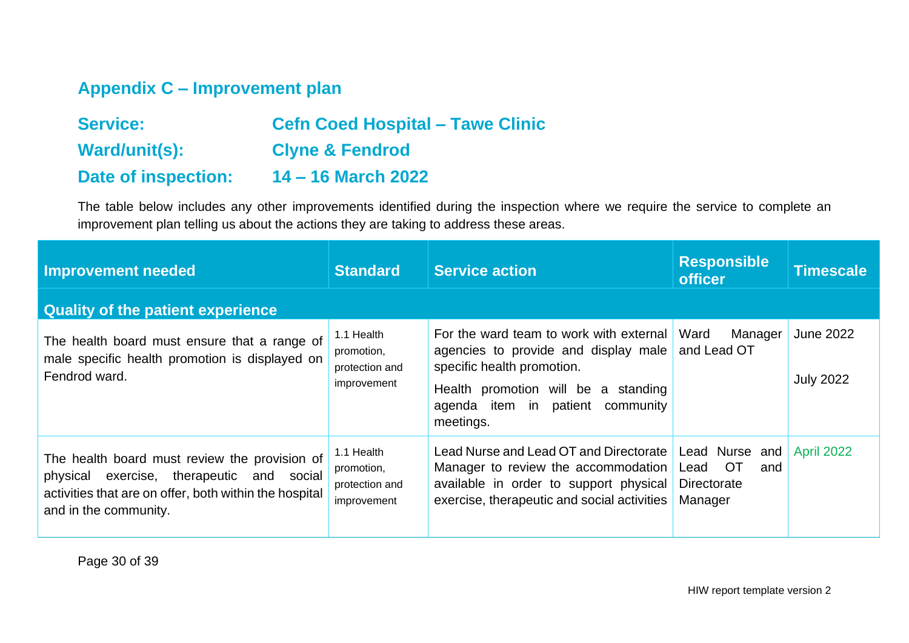## Appendix C – Improvement plan

**Service:** Cefn Coed Hospital – Tawe Clinic

**Ward/unit(s):** Clyne & Fendrod

**Date of inspection:** 14 – 16 March 2022

The table below includes any other improvements identified during the inspection where we require the service to complete an improvement plan telling us about the actions they are taking to address these areas.

| Improvement needed | Standard | Service action | Responsible officer | Timescale |
|---|---|---|---|---|
| **Quality of the patient experience** | | | | |
| The health board must ensure that a range of male specific health promotion is displayed on Fendrod ward. | 1.1 Health promotion, protection and improvement | For the ward team to work with external agencies to provide and display male specific health promotion.<br><br>Health promotion will be a standing agenda item in patient community meetings. | Ward Manager and Lead OT | June 2022<br><br>July 2022 |
| The health board must review the provision of physical exercise, therapeutic and social activities that are on offer, both within the hospital and in the community. | 1.1 Health promotion, protection and improvement | Lead Nurse and Lead OT and Directorate Manager to review the accommodation available in order to support physical exercise, therapeutic and social activities | Lead Nurse and Lead OT and Directorate Manager | April 2022 |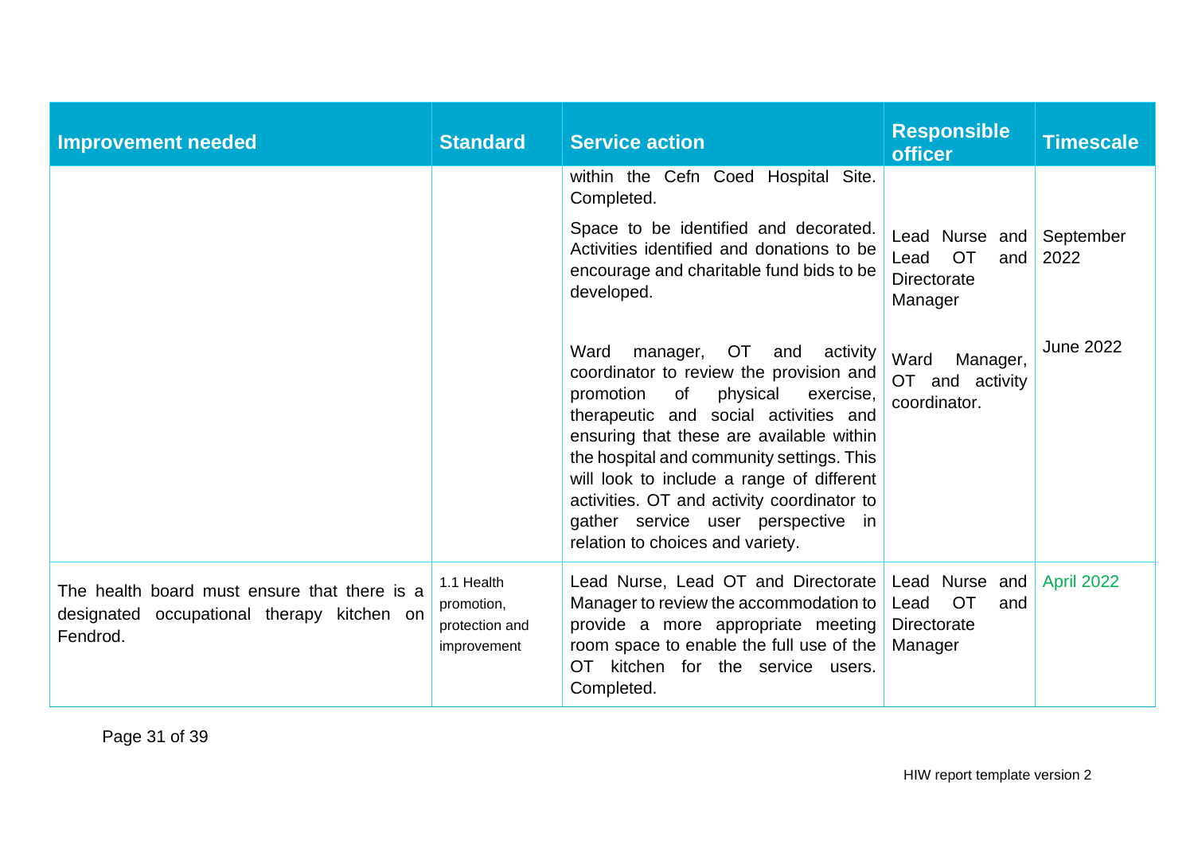| Improvement needed | Standard | Service action | Responsible officer | Timescale |
|---|---|---|---|---|
| | | within the Cefn Coed Hospital Site. Completed. | | |
| | | Space to be identified and decorated. Activities identified and donations to be encourage and charitable fund bids to be developed. | Lead Nurse and Lead OT and Directorate Manager | September 2022 |
| | | Ward manager, OT and activity coordinator to review the provision and promotion of physical exercise, therapeutic and social activities and ensuring that these are available within the hospital and community settings. This will look to include a range of different activities. OT and activity coordinator to gather service user perspective in relation to choices and variety. | Ward Manager, OT and activity coordinator. | June 2022 |
| The health board must ensure that there is a designated occupational therapy kitchen on Fendrod. | 1.1 Health promotion, protection and improvement | Lead Nurse, Lead OT and Directorate Manager to review the accommodation to provide a more appropriate meeting room space to enable the full use of the OT kitchen for the service users. Completed. | Lead Nurse and Lead OT and Directorate Manager | April 2022 |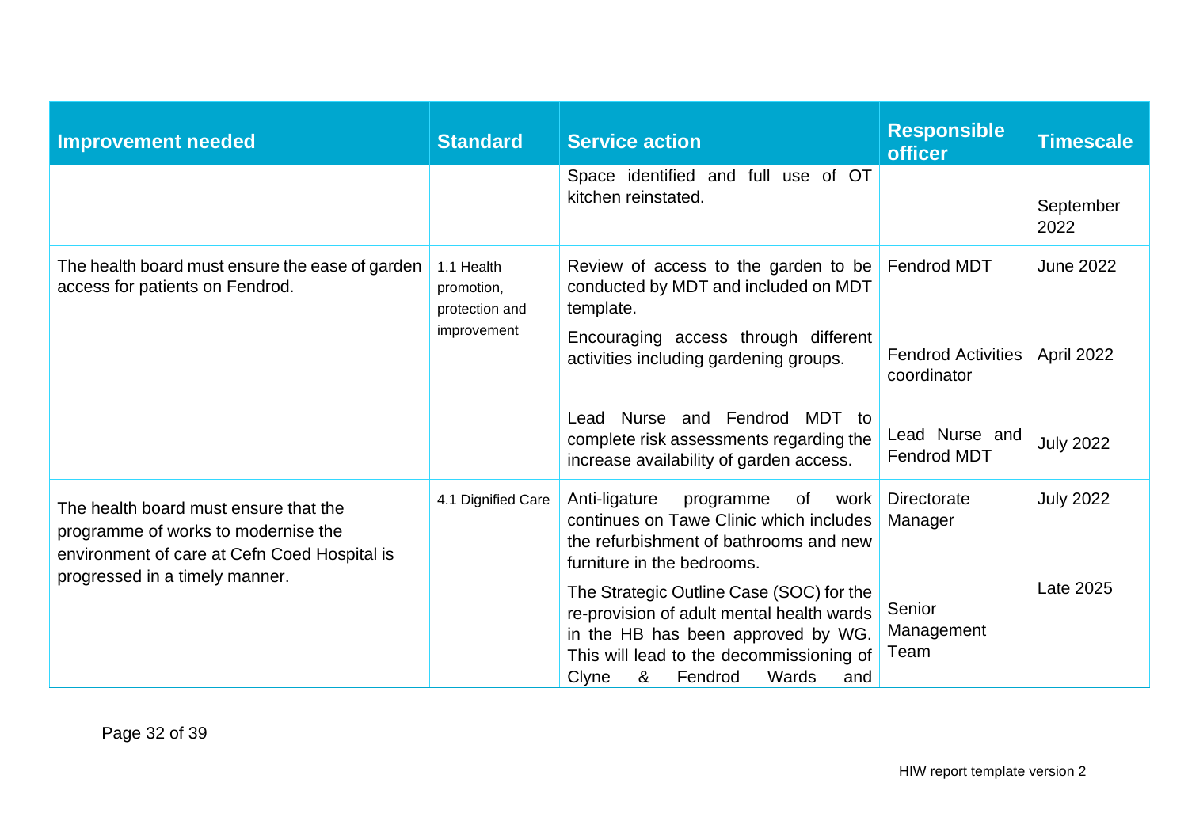| Improvement needed | Standard | Service action | Responsible officer | Timescale |
|---|---|---|---|---|
| | | Space identified and full use of OT kitchen reinstated. | | September 2022 |
| The health board must ensure the ease of garden access for patients on Fendrod. | 1.1 Health promotion, protection and improvement | Review of access to the garden to be conducted by MDT and included on MDT template. | Fendrod MDT | June 2022 |
| | | Encouraging access through different activities including gardening groups. | Fendrod Activities coordinator | April 2022 |
| | | Lead Nurse and Fendrod MDT to complete risk assessments regarding the increase availability of garden access. | Lead Nurse and Fendrod MDT | July 2022 |
| The health board must ensure that the programme of works to modernise the environment of care at Cefn Coed Hospital is progressed in a timely manner. | 4.1 Dignified Care | Anti-ligature programme of work continues on Tawe Clinic which includes the refurbishment of bathrooms and new furniture in the bedrooms. | Directorate Manager | July 2022 |
| | | The Strategic Outline Case (SOC) for the re-provision of adult mental health wards in the HB has been approved by WG. This will lead to the decommissioning of Clyne & Fendrod Wards and | Senior Management Team | Late 2025 |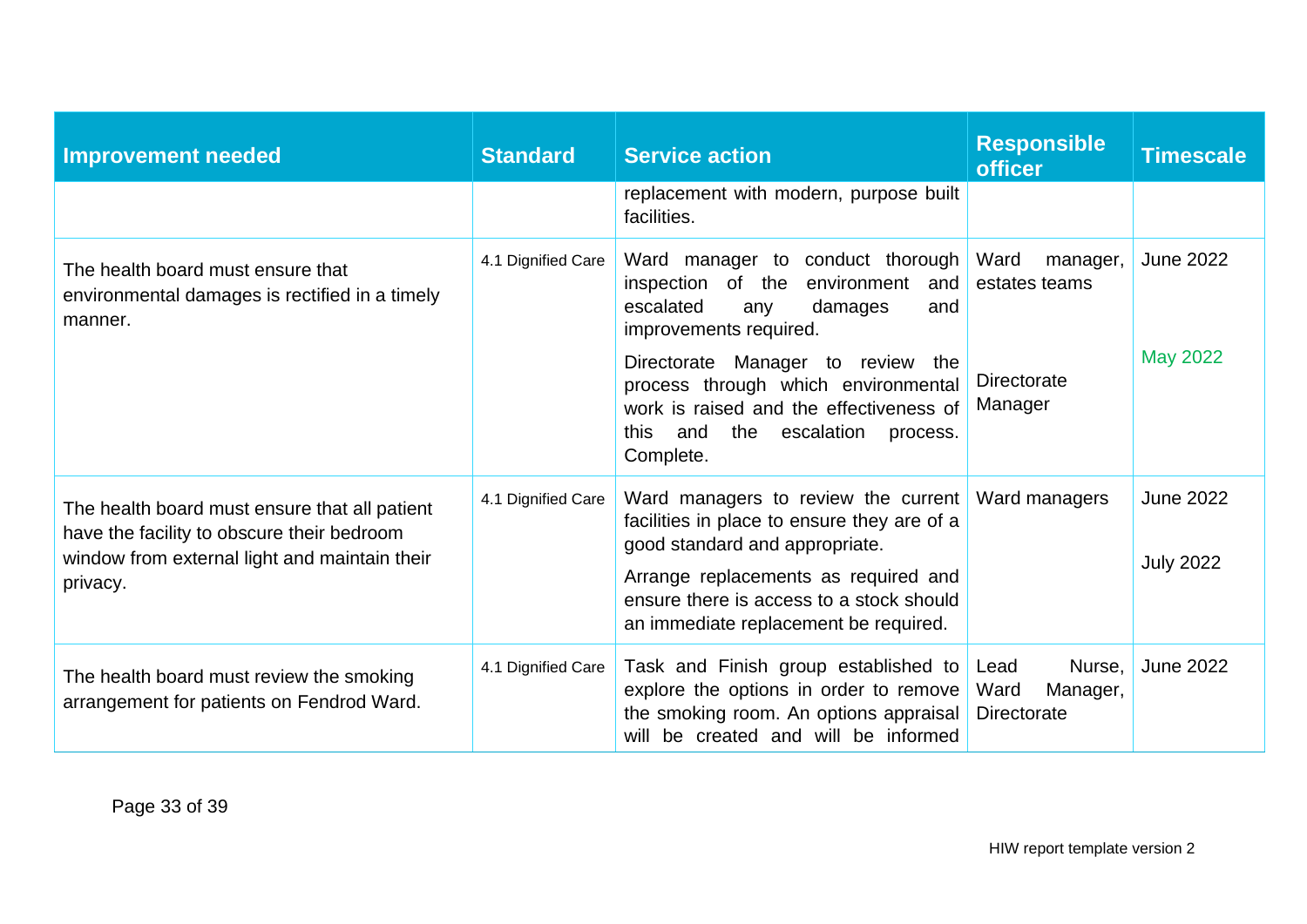| Improvement needed | Standard | Service action | Responsible officer | Timescale |
|---|---|---|---|---|
| | | replacement with modern, purpose built facilities. | | |
| The health board must ensure that environmental damages is rectified in a timely manner. | 4.1 Dignified Care | Ward manager to conduct thorough inspection of the environment and escalated any damages and improvements required. | Ward manager, estates teams | June 2022 |
| | | Directorate Manager to review the process through which environmental work is raised and the effectiveness of this and the escalation process. Complete. | Directorate Manager | May 2022 |
| The health board must ensure that all patient have the facility to obscure their bedroom window from external light and maintain their privacy. | 4.1 Dignified Care | Ward managers to review the current facilities in place to ensure they are of a good standard and appropriate. | Ward managers | June 2022 |
| | | Arrange replacements as required and ensure there is access to a stock should an immediate replacement be required. | | July 2022 |
| The health board must review the smoking arrangement for patients on Fendrod Ward. | 4.1 Dignified Care | Task and Finish group established to explore the options in order to remove the smoking room. An options appraisal will be created and will be informed | Lead Nurse, Ward Manager, Directorate | June 2022 |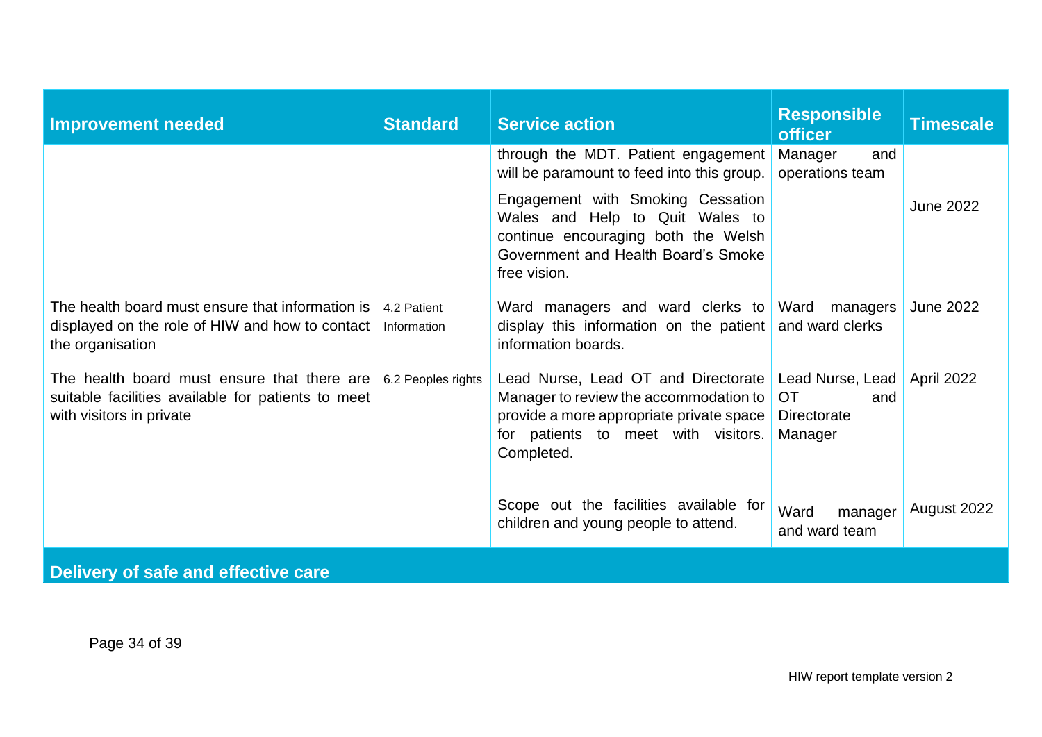| Improvement needed | Standard | Service action | Responsible officer | Timescale |
| --- | --- | --- | --- | --- |
| | | through the MDT. Patient engagement will be paramount to feed into this group. | Manager and operations team | |
| | | Engagement with Smoking Cessation Wales and Help to Quit Wales to continue encouraging both the Welsh Government and Health Board's Smoke free vision. | | June 2022 |
| The health board must ensure that information is displayed on the role of HIW and how to contact the organisation | 4.2 Patient Information | Ward managers and ward clerks to display this information on the patient information boards. | Ward managers and ward clerks | June 2022 |
| The health board must ensure that there are suitable facilities available for patients to meet with visitors in private | 6.2 Peoples rights | Lead Nurse, Lead OT and Directorate Manager to review the accommodation to provide a more appropriate private space for patients to meet with visitors. Completed. | Lead Nurse, Lead OT and Directorate Manager | April 2022 |
| | | Scope out the facilities available for children and young people to attend. | Ward manager and ward team | August 2022 |
| **Delivery of safe and effective care** | | | | |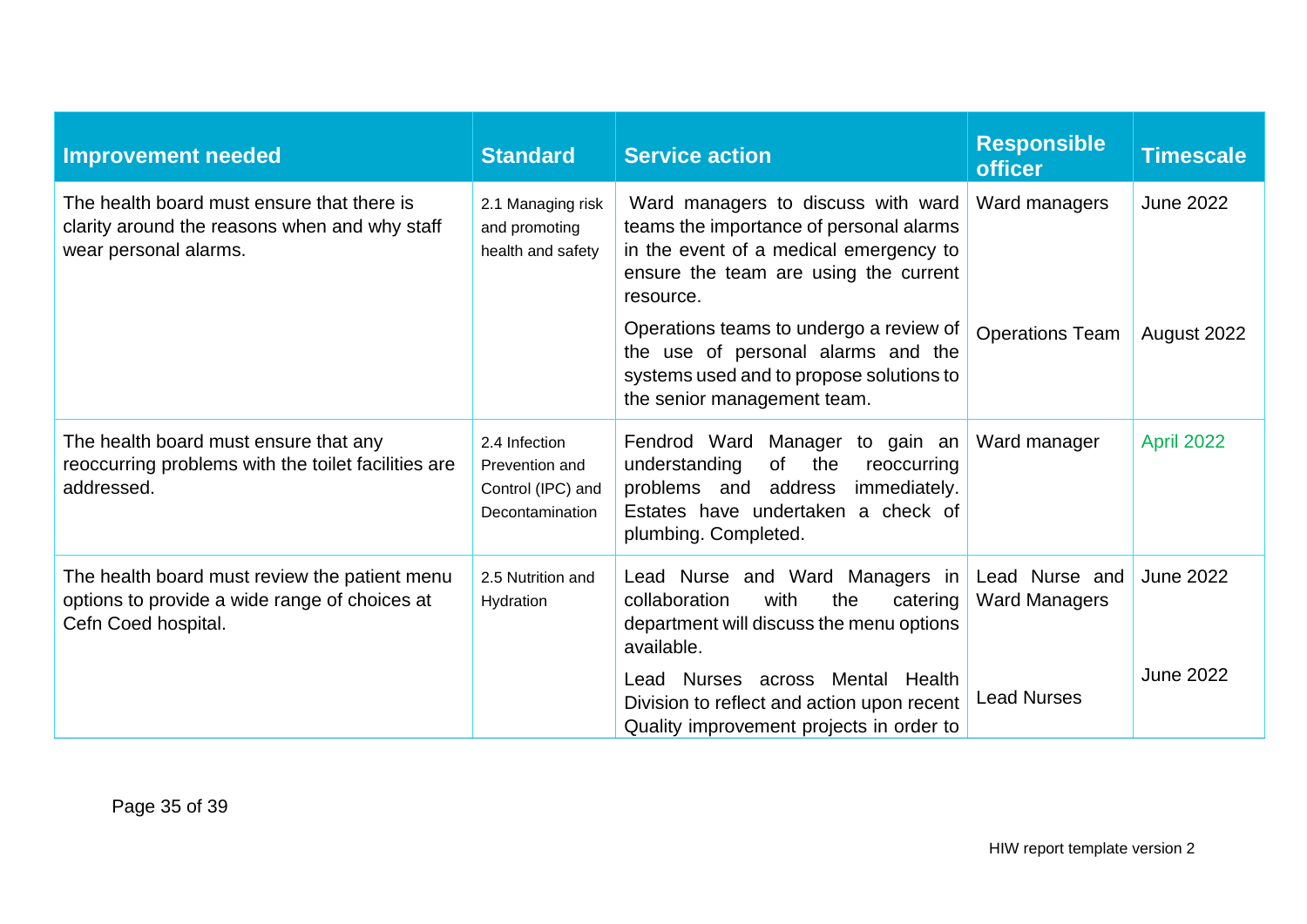| Improvement needed | Standard | Service action | Responsible officer | Timescale |
|---|---|---|---|---|
| The health board must ensure that there is clarity around the reasons when and why staff wear personal alarms. | 2.1 Managing risk and promoting health and safety | Ward managers to discuss with ward teams the importance of personal alarms in the event of a medical emergency to ensure the team are using the current resource. | Ward managers | June 2022 |
| | | Operations teams to undergo a review of the use of personal alarms and the systems used and to propose solutions to the senior management team. | Operations Team | August 2022 |
| The health board must ensure that any reoccurring problems with the toilet facilities are addressed. | 2.4 Infection Prevention and Control (IPC) and Decontamination | Fendrod Ward Manager to gain an understanding of the reoccurring problems and address immediately. Estates have undertaken a check of plumbing. Completed. | Ward manager | April 2022 |
| The health board must review the patient menu options to provide a wide range of choices at Cefn Coed hospital. | 2.5 Nutrition and Hydration | Lead Nurse and Ward Managers in collaboration with the catering department will discuss the menu options available. | Lead Nurse and Ward Managers | June 2022 |
| | | Lead Nurses across Mental Health Division to reflect and action upon recent Quality improvement projects in order to | Lead Nurses | June 2022 |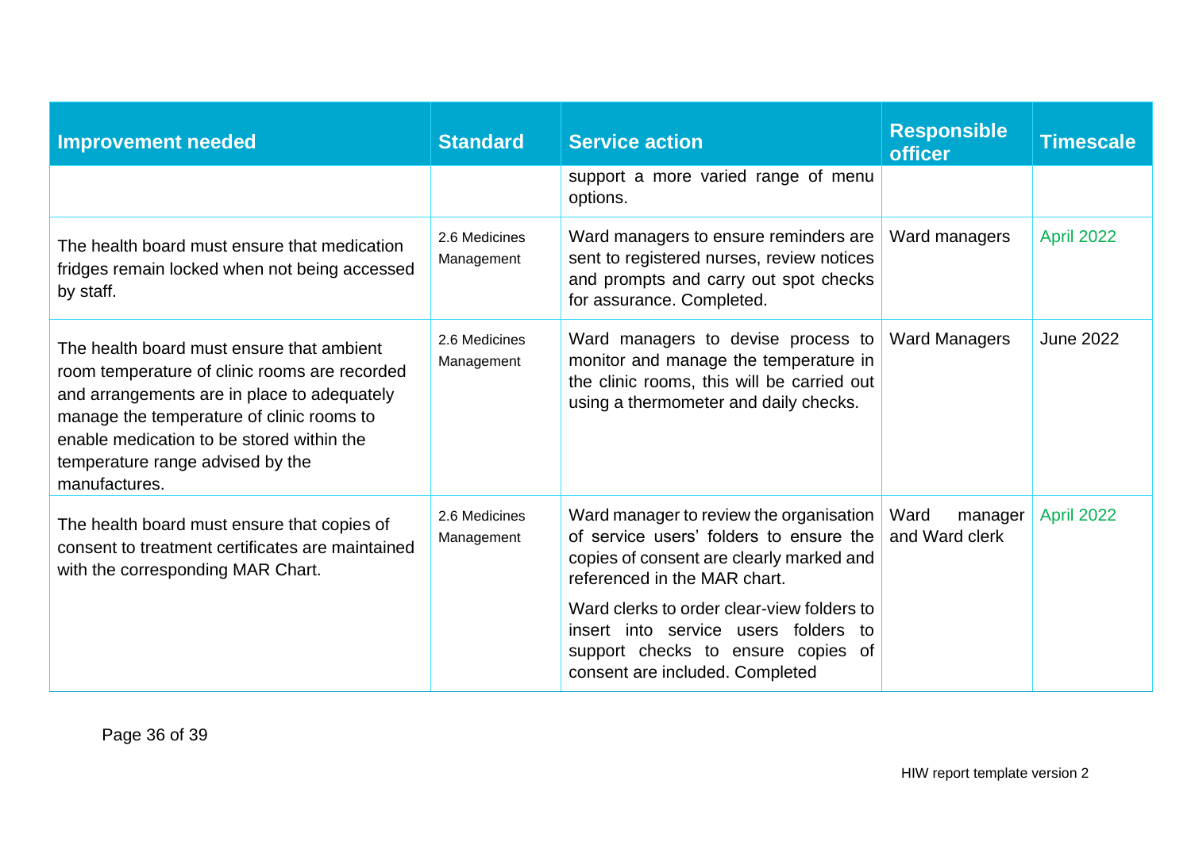| Improvement needed | Standard | Service action | Responsible officer | Timescale |
|---|---|---|---|---|
| | | support a more varied range of menu options. | | |
| The health board must ensure that medication fridges remain locked when not being accessed by staff. | 2.6 Medicines Management | Ward managers to ensure reminders are sent to registered nurses, review notices and prompts and carry out spot checks for assurance. Completed. | Ward managers | April 2022 |
| The health board must ensure that ambient room temperature of clinic rooms are recorded and arrangements are in place to adequately manage the temperature of clinic rooms to enable medication to be stored within the temperature range advised by the manufactures. | 2.6 Medicines Management | Ward managers to devise process to monitor and manage the temperature in the clinic rooms, this will be carried out using a thermometer and daily checks. | Ward Managers | June 2022 |
| The health board must ensure that copies of consent to treatment certificates are maintained with the corresponding MAR Chart. | 2.6 Medicines Management | Ward manager to review the organisation of service users' folders to ensure the copies of consent are clearly marked and referenced in the MAR chart.<br><br>Ward clerks to order clear-view folders to insert into service users folders to support checks to ensure copies of consent are included. Completed | Ward manager and Ward clerk | April 2022 |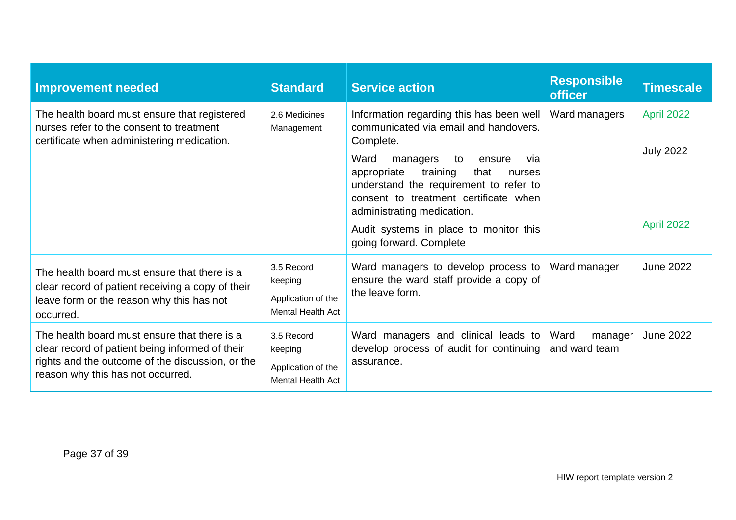| Improvement needed | Standard | Service action | Responsible officer | Timescale |
|---|---|---|---|---|
| The health board must ensure that registered nurses refer to the consent to treatment certificate when administering medication. | 2.6 Medicines Management | Information regarding this has been well communicated via email and handovers. Complete.<br><br>Ward managers to ensure via appropriate training that nurses understand the requirement to refer to consent to treatment certificate when administrating medication.<br><br>Audit systems in place to monitor this going forward. Complete | Ward managers | April 2022<br><br>July 2022<br><br>April 2022 |
| The health board must ensure that there is a clear record of patient receiving a copy of their leave form or the reason why this has not occurred. | 3.5 Record keeping<br><br>Application of the Mental Health Act | Ward managers to develop process to ensure the ward staff provide a copy of the leave form. | Ward manager | June 2022 |
| The health board must ensure that there is a clear record of patient being informed of their rights and the outcome of the discussion, or the reason why this has not occurred. | 3.5 Record keeping<br><br>Application of the Mental Health Act | Ward managers and clinical leads to develop process of audit for continuing assurance. | Ward manager and ward team | June 2022 |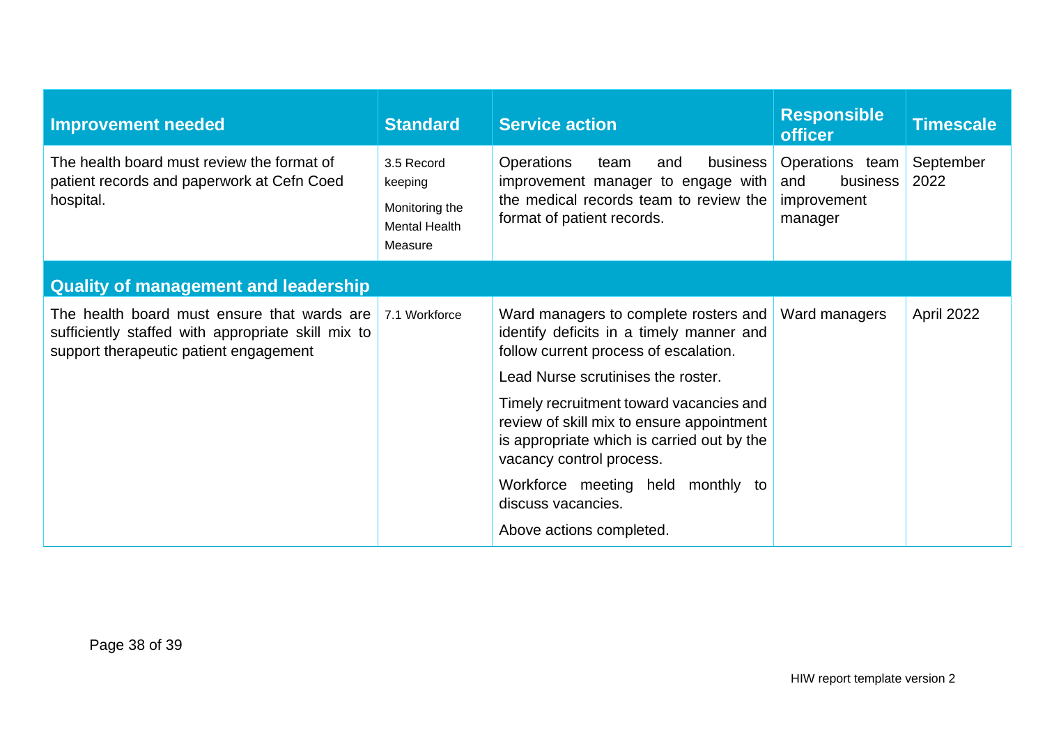| Improvement needed | Standard | Service action | Responsible officer | Timescale |
|---|---|---|---|---|
| The health board must review the format of patient records and paperwork at Cefn Coed hospital. | 3.5 Record keeping<br><br>Monitoring the Mental Health Measure | Operations team and business improvement manager to engage with the medical records team to review the format of patient records. | Operations team and business improvement manager | September 2022 |
| **Quality of management and leadership** | | | | |
| The health board must ensure that wards are sufficiently staffed with appropriate skill mix to support therapeutic patient engagement | 7.1 Workforce | Ward managers to complete rosters and identify deficits in a timely manner and follow current process of escalation.<br><br>Lead Nurse scrutinises the roster.<br><br>Timely recruitment toward vacancies and review of skill mix to ensure appointment is appropriate which is carried out by the vacancy control process.<br><br>Workforce meeting held monthly to discuss vacancies.<br><br>Above actions completed. | Ward managers | April 2022 |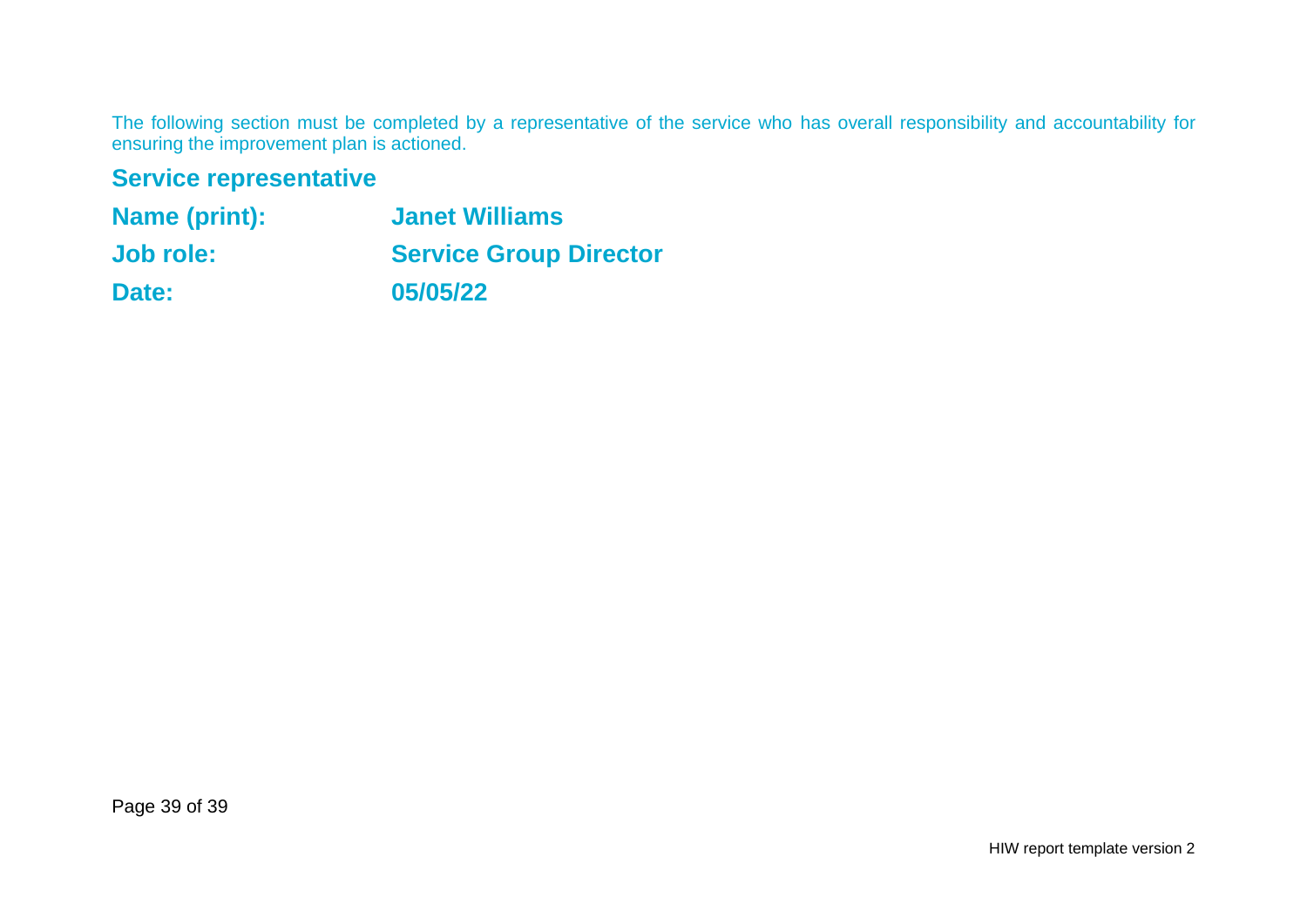The following section must be completed by a representative of the service who has overall responsibility and accountability for ensuring the improvement plan is actioned.

## Service representative

**Name (print):** **Janet Williams**

**Job role:** **Service Group Director**

**Date:** **05/05/22**